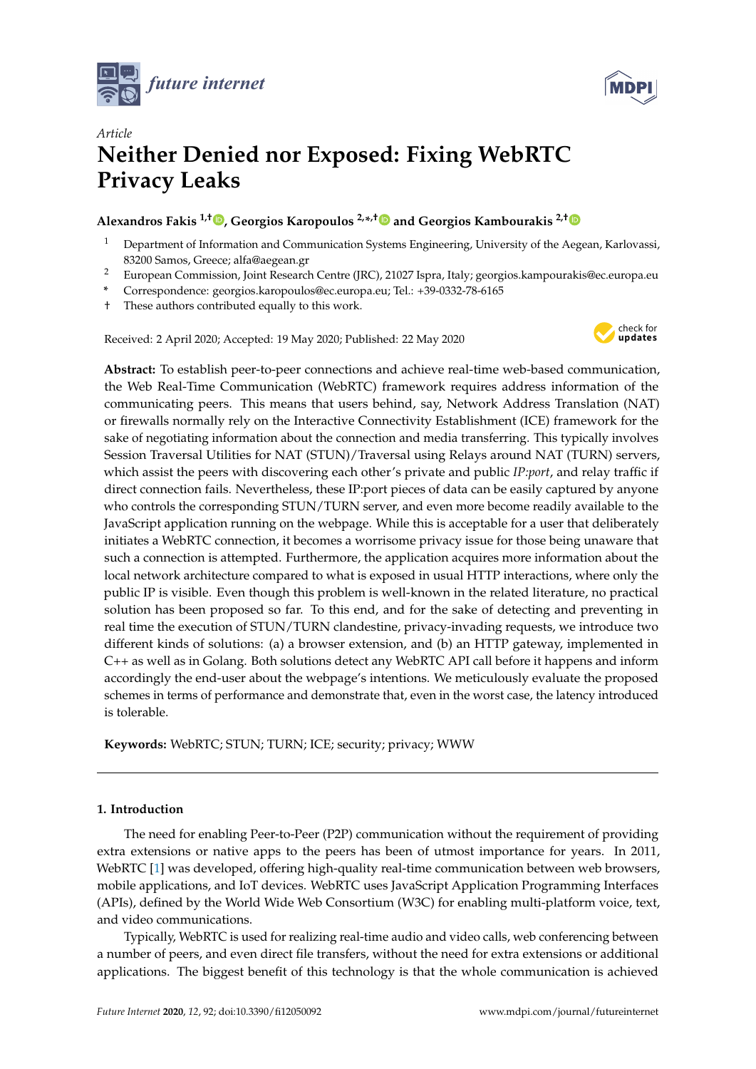*Article*

# Neither Denied nor Exposed: Fixing WebRTC Privacy Leaks

**Alexandros Fakis [1,†], Georgios Karopoulos [2,*,†] and Georgios Kambourakis [2,†]**

1 Department of Information and Communication Systems Engineering, University of the Aegean, Karlovassi, 83200 Samos, Greece; alfa@aegean.gr

2 European Commission, Joint Research Centre (JRC), 21027 Ispra, Italy; georgios.kampourakis@ec.europa.eu

\* Correspondence: georgios.karopoulos@ec.europa.eu; Tel.: +39-0332-78-6165

† These authors contributed equally to this work.

Received: 2 April 2020; Accepted: 19 May 2020; Published: 22 May 2020

**Abstract:** To establish peer-to-peer connections and achieve real-time web-based communication, the Web Real-Time Communication (WebRTC) framework requires address information of the communicating peers. This means that users behind, say, Network Address Translation (NAT) or firewalls normally rely on the Interactive Connectivity Establishment (ICE) framework for the sake of negotiating information about the connection and media transferring. This typically involves Session Traversal Utilities for NAT (STUN)/Traversal using Relays around NAT (TURN) servers, which assist the peers with discovering each other's private and public *IP:port*, and relay traffic if direct connection fails. Nevertheless, these IP:port pieces of data can be easily captured by anyone who controls the corresponding STUN/TURN server, and even more become readily available to the JavaScript application running on the webpage. While this is acceptable for a user that deliberately initiates a WebRTC connection, it becomes a worrisome privacy issue for those being unaware that such a connection is attempted. Furthermore, the application acquires more information about the local network architecture compared to what is exposed in usual HTTP interactions, where only the public IP is visible. Even though this problem is well-known in the related literature, no practical solution has been proposed so far. To this end, and for the sake of detecting and preventing in real time the execution of STUN/TURN clandestine, privacy-invading requests, we introduce two different kinds of solutions: (a) a browser extension, and (b) an HTTP gateway, implemented in C++ as well as in Golang. Both solutions detect any WebRTC API call before it happens and inform accordingly the end-user about the webpage's intentions. We meticulously evaluate the proposed schemes in terms of performance and demonstrate that, even in the worst case, the latency introduced is tolerable.

**Keywords:** WebRTC; STUN; TURN; ICE; security; privacy; WWW

---

## 1. Introduction

The need for enabling Peer-to-Peer (P2P) communication without the requirement of providing extra extensions or native apps to the peers has been of utmost importance for years. In 2011, WebRTC [1] was developed, offering high-quality real-time communication between web browsers, mobile applications, and IoT devices. WebRTC uses JavaScript Application Programming Interfaces (APIs), defined by the World Wide Web Consortium (W3C) for enabling multi-platform voice, text, and video communications.

Typically, WebRTC is used for realizing real-time audio and video calls, web conferencing between a number of peers, and even direct file transfers, without the need for extra extensions or additional applications. The biggest benefit of this technology is that the whole communication is achieved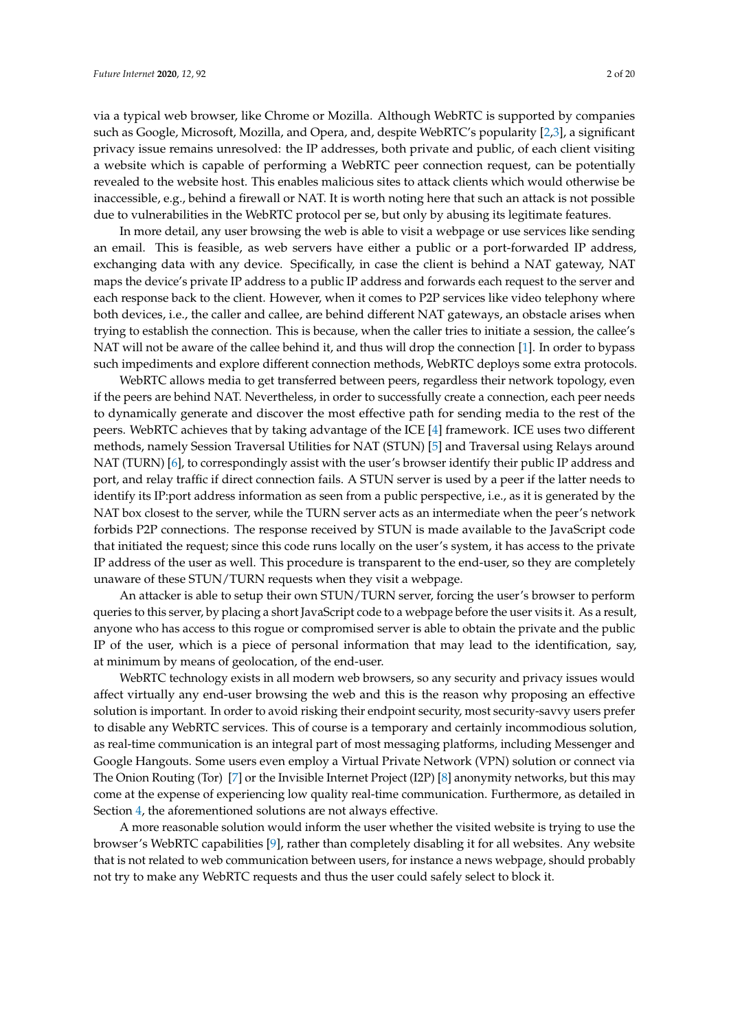via a typical web browser, like Chrome or Mozilla. Although WebRTC is supported by companies such as Google, Microsoft, Mozilla, and Opera, and, despite WebRTC's popularity [2,3], a significant privacy issue remains unresolved: the IP addresses, both private and public, of each client visiting a website which is capable of performing a WebRTC peer connection request, can be potentially revealed to the website host. This enables malicious sites to attack clients which would otherwise be inaccessible, e.g., behind a firewall or NAT. It is worth noting here that such an attack is not possible due to vulnerabilities in the WebRTC protocol per se, but only by abusing its legitimate features.

In more detail, any user browsing the web is able to visit a webpage or use services like sending an email. This is feasible, as web servers have either a public or a port-forwarded IP address, exchanging data with any device. Specifically, in case the client is behind a NAT gateway, NAT maps the device's private IP address to a public IP address and forwards each request to the server and each response back to the client. However, when it comes to P2P services like video telephony where both devices, i.e., the caller and callee, are behind different NAT gateways, an obstacle arises when trying to establish the connection. This is because, when the caller tries to initiate a session, the callee's NAT will not be aware of the callee behind it, and thus will drop the connection [1]. In order to bypass such impediments and explore different connection methods, WebRTC deploys some extra protocols.

WebRTC allows media to get transferred between peers, regardless their network topology, even if the peers are behind NAT. Nevertheless, in order to successfully create a connection, each peer needs to dynamically generate and discover the most effective path for sending media to the rest of the peers. WebRTC achieves that by taking advantage of the ICE [4] framework. ICE uses two different methods, namely Session Traversal Utilities for NAT (STUN) [5] and Traversal using Relays around NAT (TURN) [6], to correspondingly assist with the user's browser identify their public IP address and port, and relay traffic if direct connection fails. A STUN server is used by a peer if the latter needs to identify its IP:port address information as seen from a public perspective, i.e., as it is generated by the NAT box closest to the server, while the TURN server acts as an intermediate when the peer's network forbids P2P connections. The response received by STUN is made available to the JavaScript code that initiated the request; since this code runs locally on the user's system, it has access to the private IP address of the user as well. This procedure is transparent to the end-user, so they are completely unaware of these STUN/TURN requests when they visit a webpage.

An attacker is able to setup their own STUN/TURN server, forcing the user's browser to perform queries to this server, by placing a short JavaScript code to a webpage before the user visits it. As a result, anyone who has access to this rogue or compromised server is able to obtain the private and the public IP of the user, which is a piece of personal information that may lead to the identification, say, at minimum by means of geolocation, of the end-user.

WebRTC technology exists in all modern web browsers, so any security and privacy issues would affect virtually any end-user browsing the web and this is the reason why proposing an effective solution is important. In order to avoid risking their endpoint security, most security-savvy users prefer to disable any WebRTC services. This of course is a temporary and certainly incommodious solution, as real-time communication is an integral part of most messaging platforms, including Messenger and Google Hangouts. Some users even employ a Virtual Private Network (VPN) solution or connect via The Onion Routing (Tor) [7] or the Invisible Internet Project (I2P) [8] anonymity networks, but this may come at the expense of experiencing low quality real-time communication. Furthermore, as detailed in Section 4, the aforementioned solutions are not always effective.

A more reasonable solution would inform the user whether the visited website is trying to use the browser's WebRTC capabilities [9], rather than completely disabling it for all websites. Any website that is not related to web communication between users, for instance a news webpage, should probably not try to make any WebRTC requests and thus the user could safely select to block it.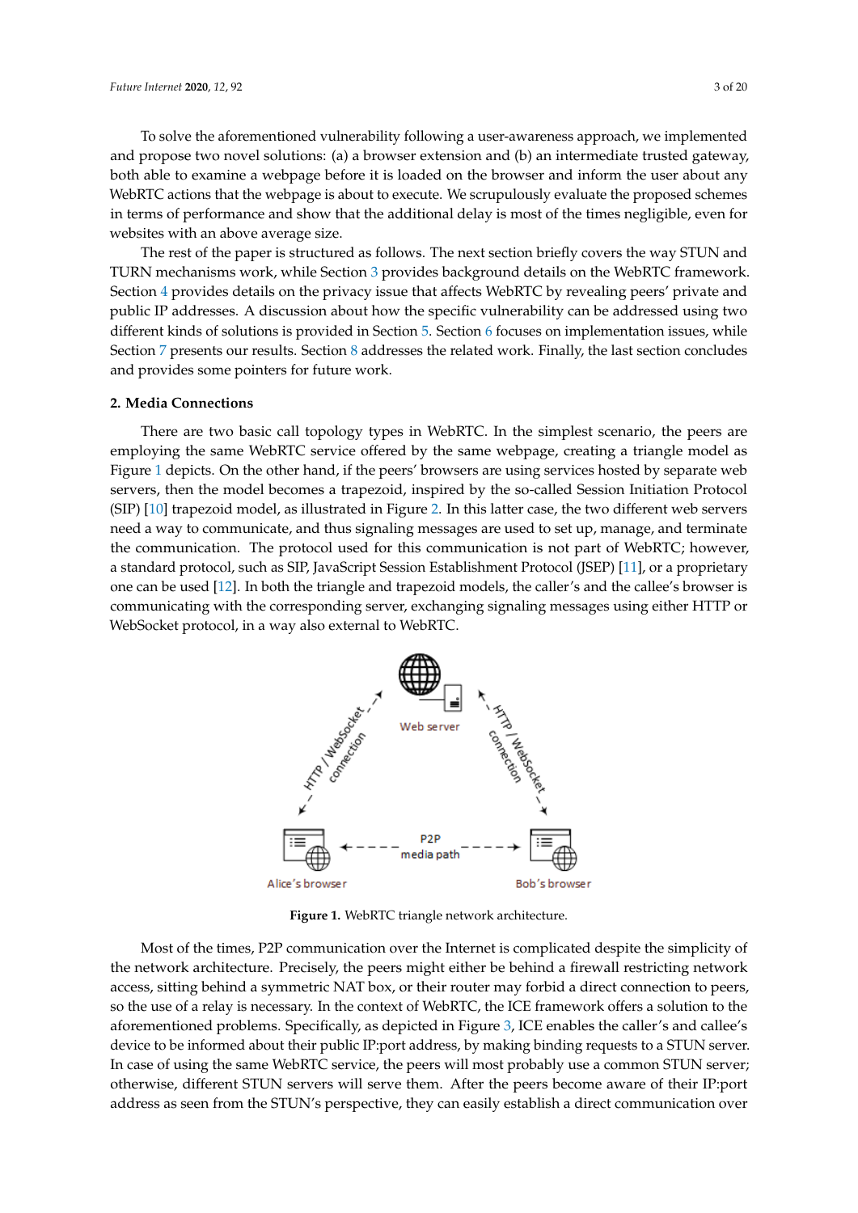To solve the aforementioned vulnerability following a user-awareness approach, we implemented and propose two novel solutions: (a) a browser extension and (b) an intermediate trusted gateway, both able to examine a webpage before it is loaded on the browser and inform the user about any WebRTC actions that the webpage is about to execute. We scrupulously evaluate the proposed schemes in terms of performance and show that the additional delay is most of the times negligible, even for websites with an above average size.

The rest of the paper is structured as follows. The next section briefly covers the way STUN and TURN mechanisms work, while Section 3 provides background details on the WebRTC framework. Section 4 provides details on the privacy issue that affects WebRTC by revealing peers' private and public IP addresses. A discussion about how the specific vulnerability can be addressed using two different kinds of solutions is provided in Section 5. Section 6 focuses on implementation issues, while Section 7 presents our results. Section 8 addresses the related work. Finally, the last section concludes and provides some pointers for future work.

## 2. Media Connections

There are two basic call topology types in WebRTC. In the simplest scenario, the peers are employing the same WebRTC service offered by the same webpage, creating a triangle model as Figure 1 depicts. On the other hand, if the peers' browsers are using services hosted by separate web servers, then the model becomes a trapezoid, inspired by the so-called Session Initiation Protocol (SIP) [10] trapezoid model, as illustrated in Figure 2. In this latter case, the two different web servers need a way to communicate, and thus signaling messages are used to set up, manage, and terminate the communication. The protocol used for this communication is not part of WebRTC; however, a standard protocol, such as SIP, JavaScript Session Establishment Protocol (JSEP) [11], or a proprietary one can be used [12]. In both the triangle and trapezoid models, the caller's and the callee's browser is communicating with the corresponding server, exchanging signaling messages using either HTTP or WebSocket protocol, in a way also external to WebRTC.

**Figure 1.** WebRTC triangle network architecture.

Most of the times, P2P communication over the Internet is complicated despite the simplicity of the network architecture. Precisely, the peers might either be behind a firewall restricting network access, sitting behind a symmetric NAT box, or their router may forbid a direct connection to peers, so the use of a relay is necessary. In the context of WebRTC, the ICE framework offers a solution to the aforementioned problems. Specifically, as depicted in Figure 3, ICE enables the caller's and callee's device to be informed about their public IP:port address, by making binding requests to a STUN server. In case of using the same WebRTC service, the peers will most probably use a common STUN server; otherwise, different STUN servers will serve them. After the peers become aware of their IP:port address as seen from the STUN's perspective, they can easily establish a direct communication over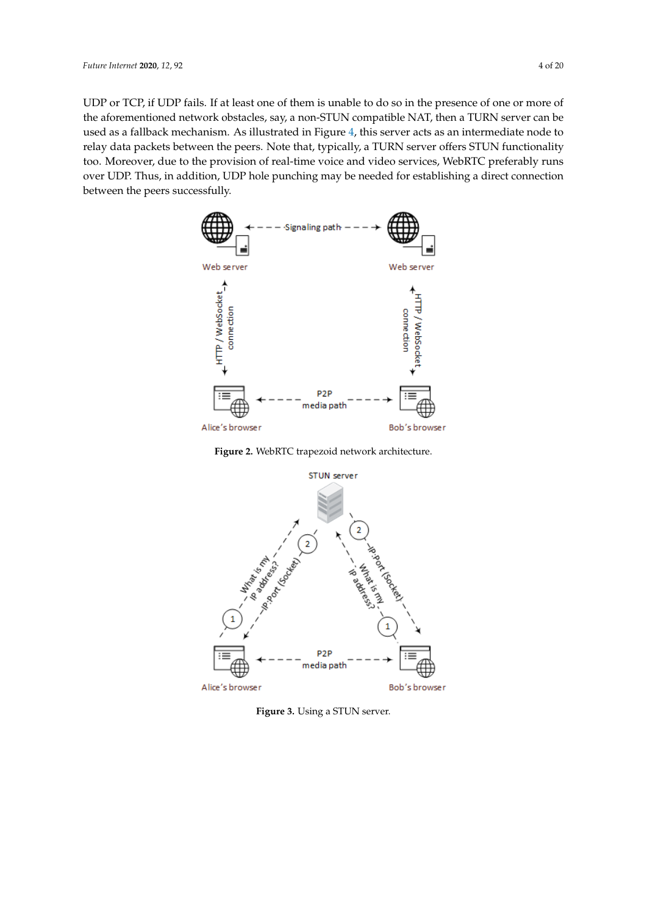UDP or TCP, if UDP fails. If at least one of them is unable to do so in the presence of one or more of the aforementioned network obstacles, say, a non-STUN compatible NAT, then a TURN server can be used as a fallback mechanism. As illustrated in Figure 4, this server acts as an intermediate node to relay data packets between the peers. Note that, typically, a TURN server offers STUN functionality too. Moreover, due to the provision of real-time voice and video services, WebRTC preferably runs over UDP. Thus, in addition, UDP hole punching may be needed for establishing a direct connection between the peers successfully.

**Figure 2.** WebRTC trapezoid network architecture.

**Figure 3.** Using a STUN server.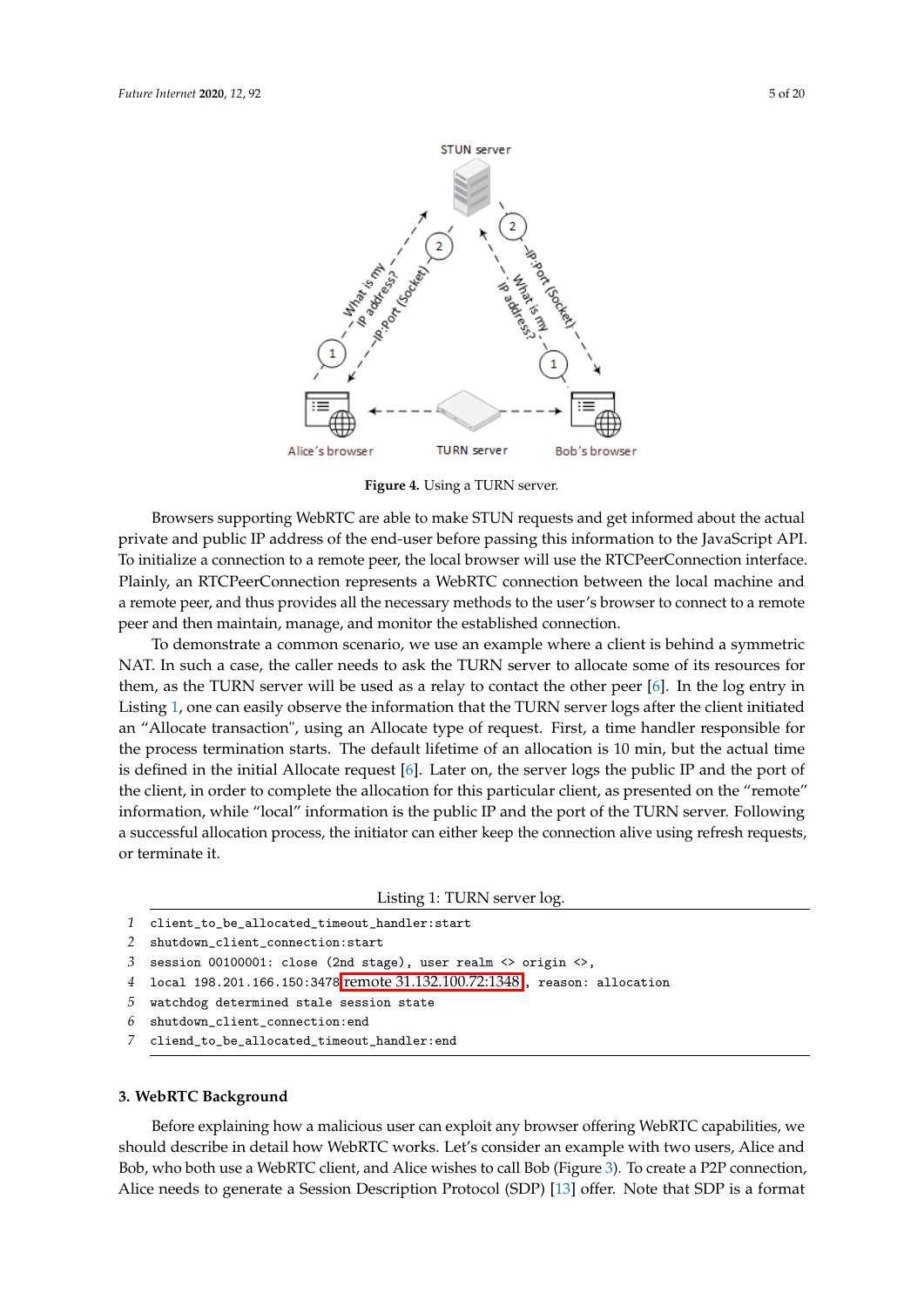Figure 4. Using a TURN server.

Browsers supporting WebRTC are able to make STUN requests and get informed about the actual private and public IP address of the end-user before passing this information to the JavaScript API. To initialize a connection to a remote peer, the local browser will use the RTCPeerConnection interface. Plainly, an RTCPeerConnection represents a WebRTC connection between the local machine and a remote peer, and thus provides all the necessary methods to the user's browser to connect to a remote peer and then maintain, manage, and monitor the established connection.

To demonstrate a common scenario, we use an example where a client is behind a symmetric NAT. In such a case, the caller needs to ask the TURN server to allocate some of its resources for them, as the TURN server will be used as a relay to contact the other peer [6]. In the log entry in Listing 1, one can easily observe the information that the TURN server logs after the client initiated an "Allocate transaction", using an Allocate type of request. First, a time handler responsible for the process termination starts. The default lifetime of an allocation is 10 min, but the actual time is defined in the initial Allocate request [6]. Later on, the server logs the public IP and the port of the client, in order to complete the allocation for this particular client, as presented on the "remote" information, while "local" information is the public IP and the port of the TURN server. Following a successful allocation process, the initiator can either keep the connection alive using refresh requests, or terminate it.

Listing 1: TURN server log.

```
1  client_to_be_allocated_timeout_handler:start
2  shutdown_client_connection:start
3  session 00100001: close (2nd stage), user realm <> origin <>,
4  local 198.201.166.150:3478 remote 31.132.100.72:1348 , reason: allocation
5  watchdog determined stale session state
6  shutdown_client_connection:end
7  cliend_to_be_allocated_timeout_handler:end
```

### 3. WebRTC Background

Before explaining how a malicious user can exploit any browser offering WebRTC capabilities, we should describe in detail how WebRTC works. Let's consider an example with two users, Alice and Bob, who both use a WebRTC client, and Alice wishes to call Bob (Figure 3). To create a P2P connection, Alice needs to generate a Session Description Protocol (SDP) [13] offer. Note that SDP is a format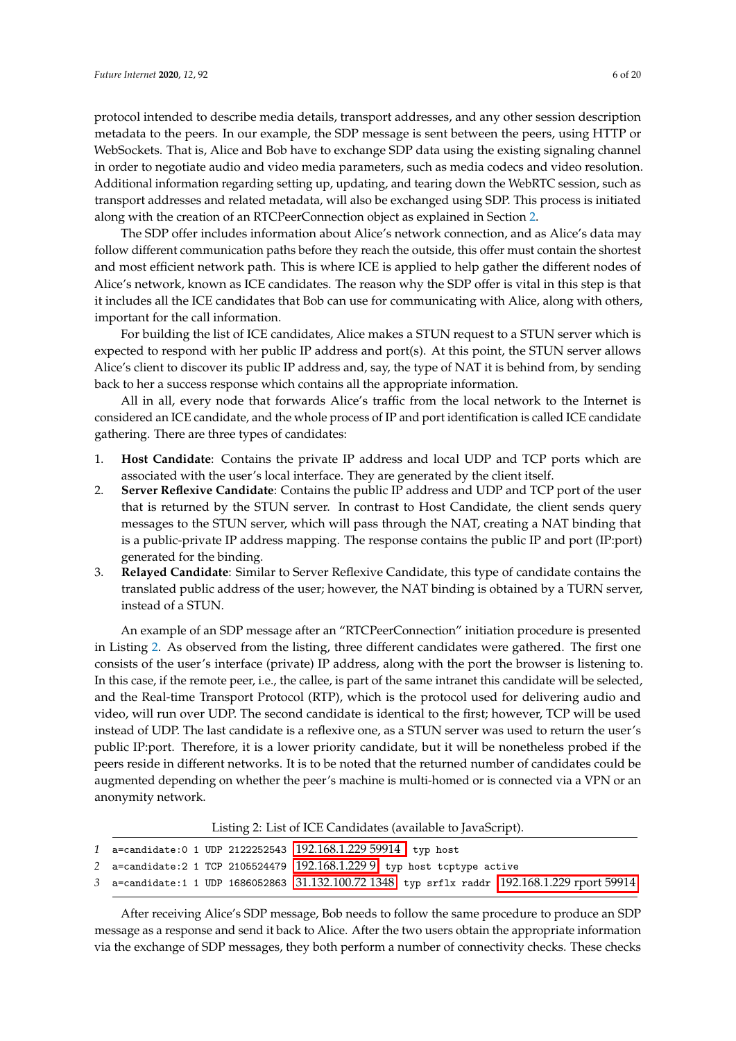protocol intended to describe media details, transport addresses, and any other session description metadata to the peers. In our example, the SDP message is sent between the peers, using HTTP or WebSockets. That is, Alice and Bob have to exchange SDP data using the existing signaling channel in order to negotiate audio and video media parameters, such as media codecs and video resolution. Additional information regarding setting up, updating, and tearing down the WebRTC session, such as transport addresses and related metadata, will also be exchanged using SDP. This process is initiated along with the creation of an RTCPeerConnection object as explained in Section 2.

The SDP offer includes information about Alice's network connection, and as Alice's data may follow different communication paths before they reach the outside, this offer must contain the shortest and most efficient network path. This is where ICE is applied to help gather the different nodes of Alice's network, known as ICE candidates. The reason why the SDP offer is vital in this step is that it includes all the ICE candidates that Bob can use for communicating with Alice, along with others, important for the call information.

For building the list of ICE candidates, Alice makes a STUN request to a STUN server which is expected to respond with her public IP address and port(s). At this point, the STUN server allows Alice's client to discover its public IP address and, say, the type of NAT it is behind from, by sending back to her a success response which contains all the appropriate information.

All in all, every node that forwards Alice's traffic from the local network to the Internet is considered an ICE candidate, and the whole process of IP and port identification is called ICE candidate gathering. There are three types of candidates:

1. **Host Candidate**: Contains the private IP address and local UDP and TCP ports which are associated with the user's local interface. They are generated by the client itself.
2. **Server Reflexive Candidate**: Contains the public IP address and UDP and TCP port of the user that is returned by the STUN server. In contrast to Host Candidate, the client sends query messages to the STUN server, which will pass through the NAT, creating a NAT binding that is a public-private IP address mapping. The response contains the public IP and port (IP:port) generated for the binding.
3. **Relayed Candidate**: Similar to Server Reflexive Candidate, this type of candidate contains the translated public address of the user; however, the NAT binding is obtained by a TURN server, instead of a STUN.

An example of an SDP message after an "RTCPeerConnection" initiation procedure is presented in Listing 2. As observed from the listing, three different candidates were gathered. The first one consists of the user's interface (private) IP address, along with the port the browser is listening to. In this case, if the remote peer, i.e., the callee, is part of the same intranet this candidate will be selected, and the Real-time Transport Protocol (RTP), which is the protocol used for delivering audio and video, will run over UDP. The second candidate is identical to the first; however, TCP will be used instead of UDP. The last candidate is a reflexive one, as a STUN server was used to return the user's public IP:port. Therefore, it is a lower priority candidate, but it will be nonetheless probed if the peers reside in different networks. It is to be noted that the returned number of candidates could be augmented depending on whether the peer's machine is multi-homed or is connected via a VPN or an anonymity network.

Listing 2: List of ICE Candidates (available to JavaScript).

```
1 a=candidate:0 1 UDP 2122252543 192.168.1.229 59914 typ host
2 a=candidate:2 1 TCP 2105524479 192.168.1.229 9 typ host tcptype active
3 a=candidate:1 1 UDP 1686052863 31.132.100.72 1348 typ srflx raddr 192.168.1.229 rport 59914
```

After receiving Alice's SDP message, Bob needs to follow the same procedure to produce an SDP message as a response and send it back to Alice. After the two users obtain the appropriate information via the exchange of SDP messages, they both perform a number of connectivity checks. These checks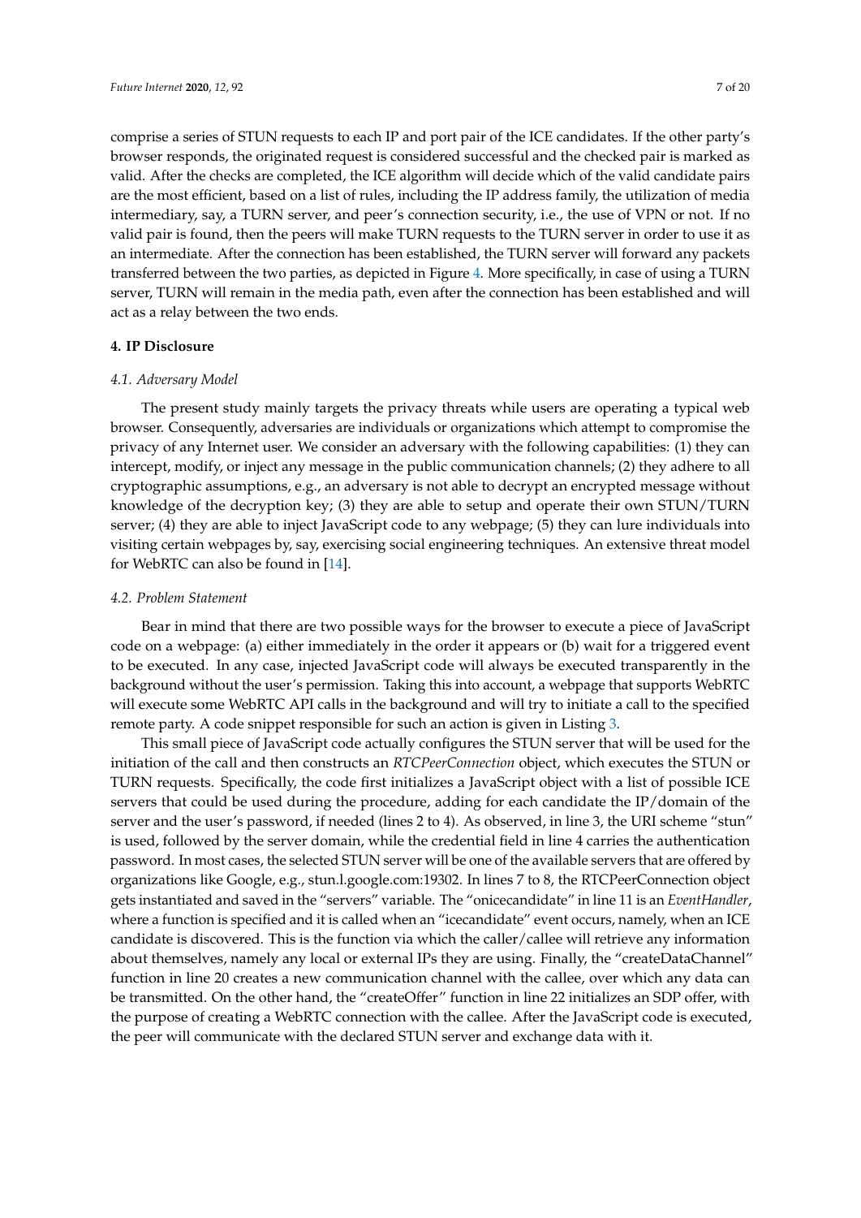comprise a series of STUN requests to each IP and port pair of the ICE candidates. If the other party's browser responds, the originated request is considered successful and the checked pair is marked as valid. After the checks are completed, the ICE algorithm will decide which of the valid candidate pairs are the most efficient, based on a list of rules, including the IP address family, the utilization of media intermediary, say, a TURN server, and peer's connection security, i.e., the use of VPN or not. If no valid pair is found, then the peers will make TURN requests to the TURN server in order to use it as an intermediate. After the connection has been established, the TURN server will forward any packets transferred between the two parties, as depicted in Figure 4. More specifically, in case of using a TURN server, TURN will remain in the media path, even after the connection has been established and will act as a relay between the two ends.

## 4. IP Disclosure

### *4.1. Adversary Model*

The present study mainly targets the privacy threats while users are operating a typical web browser. Consequently, adversaries are individuals or organizations which attempt to compromise the privacy of any Internet user. We consider an adversary with the following capabilities: (1) they can intercept, modify, or inject any message in the public communication channels; (2) they adhere to all cryptographic assumptions, e.g., an adversary is not able to decrypt an encrypted message without knowledge of the decryption key; (3) they are able to setup and operate their own STUN/TURN server; (4) they are able to inject JavaScript code to any webpage; (5) they can lure individuals into visiting certain webpages by, say, exercising social engineering techniques. An extensive threat model for WebRTC can also be found in [14].

### *4.2. Problem Statement*

Bear in mind that there are two possible ways for the browser to execute a piece of JavaScript code on a webpage: (a) either immediately in the order it appears or (b) wait for a triggered event to be executed. In any case, injected JavaScript code will always be executed transparently in the background without the user's permission. Taking this into account, a webpage that supports WebRTC will execute some WebRTC API calls in the background and will try to initiate a call to the specified remote party. A code snippet responsible for such an action is given in Listing 3.

This small piece of JavaScript code actually configures the STUN server that will be used for the initiation of the call and then constructs an *RTCPeerConnection* object, which executes the STUN or TURN requests. Specifically, the code first initializes a JavaScript object with a list of possible ICE servers that could be used during the procedure, adding for each candidate the IP/domain of the server and the user's password, if needed (lines 2 to 4). As observed, in line 3, the URI scheme "stun" is used, followed by the server domain, while the credential field in line 4 carries the authentication password. In most cases, the selected STUN server will be one of the available servers that are offered by organizations like Google, e.g., stun.l.google.com:19302. In lines 7 to 8, the RTCPeerConnection object gets instantiated and saved in the "servers" variable. The "onicecandidate" in line 11 is an *EventHandler*, where a function is specified and it is called when an "icecandidate" event occurs, namely, when an ICE candidate is discovered. This is the function via which the caller/callee will retrieve any information about themselves, namely any local or external IPs they are using. Finally, the "createDataChannel" function in line 20 creates a new communication channel with the callee, over which any data can be transmitted. On the other hand, the "createOffer" function in line 22 initializes an SDP offer, with the purpose of creating a WebRTC connection with the callee. After the JavaScript code is executed, the peer will communicate with the declared STUN server and exchange data with it.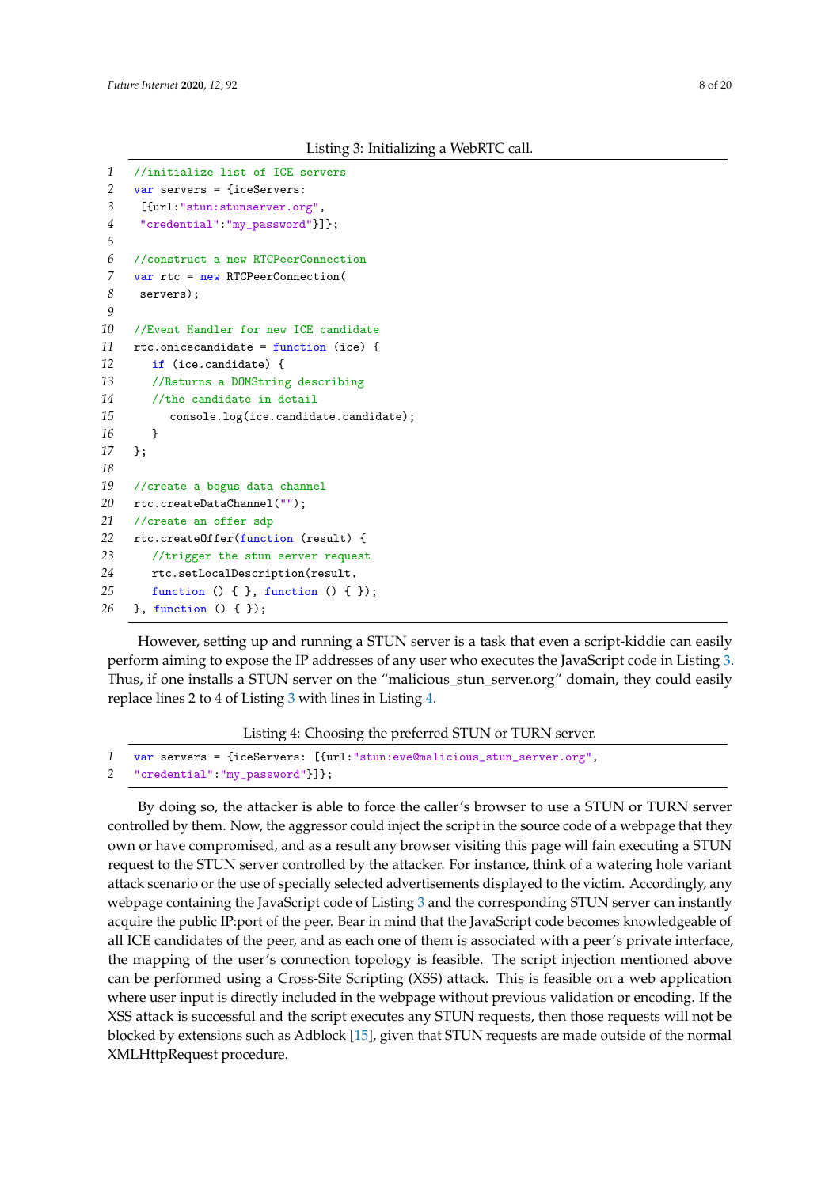Listing 3: Initializing a WebRTC call.

```
//initialize list of ICE servers
var servers = {iceServers:
 [{url:"stun:stunserver.org",
 "credential":"my_password"}]};

//construct a new RTCPeerConnection
var rtc = new RTCPeerConnection(
 servers);

//Event Handler for new ICE candidate
rtc.onicecandidate = function (ice) {
   if (ice.candidate) {
   //Returns a DOMString describing
   //the candidate in detail
      console.log(ice.candidate.candidate);
   }
};

//create a bogus data channel
rtc.createDataChannel("");
//create an offer sdp
rtc.createOffer(function (result) {
   //trigger the stun server request
   rtc.setLocalDescription(result,
   function () { }, function () { });
}, function () { });
```

However, setting up and running a STUN server is a task that even a script-kiddie can easily perform aiming to expose the IP addresses of any user who executes the JavaScript code in Listing 3. Thus, if one installs a STUN server on the "malicious_stun_server.org" domain, they could easily replace lines 2 to 4 of Listing 3 with lines in Listing 4.

Listing 4: Choosing the preferred STUN or TURN server.

```
var servers = {iceServers: [{url:"stun:eve@malicious_stun_server.org",
"credential":"my_password"}]};
```

By doing so, the attacker is able to force the caller's browser to use a STUN or TURN server controlled by them. Now, the aggressor could inject the script in the source code of a webpage that they own or have compromised, and as a result any browser visiting this page will fain executing a STUN request to the STUN server controlled by the attacker. For instance, think of a watering hole variant attack scenario or the use of specially selected advertisements displayed to the victim. Accordingly, any webpage containing the JavaScript code of Listing 3 and the corresponding STUN server can instantly acquire the public IP:port of the peer. Bear in mind that the JavaScript code becomes knowledgeable of all ICE candidates of the peer, and as each one of them is associated with a peer's private interface, the mapping of the user's connection topology is feasible. The script injection mentioned above can be performed using a Cross-Site Scripting (XSS) attack. This is feasible on a web application where user input is directly included in the webpage without previous validation or encoding. If the XSS attack is successful and the script executes any STUN requests, then those requests will not be blocked by extensions such as Adblock [15], given that STUN requests are made outside of the normal XMLHttpRequest procedure.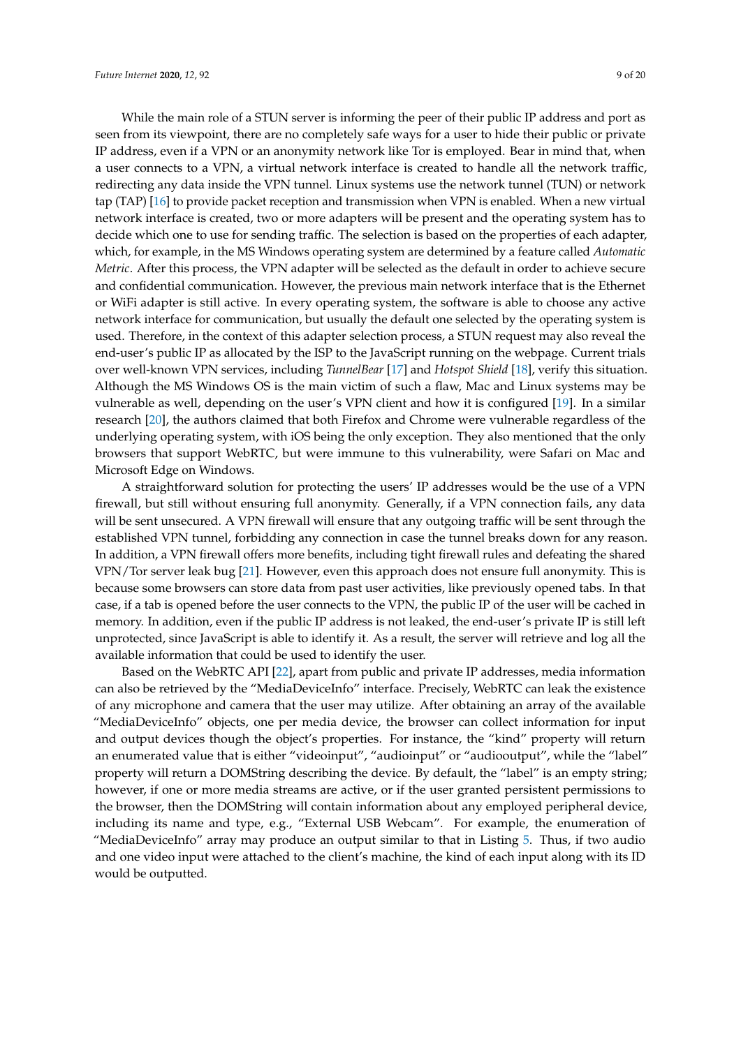While the main role of a STUN server is informing the peer of their public IP address and port as seen from its viewpoint, there are no completely safe ways for a user to hide their public or private IP address, even if a VPN or an anonymity network like Tor is employed. Bear in mind that, when a user connects to a VPN, a virtual network interface is created to handle all the network traffic, redirecting any data inside the VPN tunnel. Linux systems use the network tunnel (TUN) or network tap (TAP) [16] to provide packet reception and transmission when VPN is enabled. When a new virtual network interface is created, two or more adapters will be present and the operating system has to decide which one to use for sending traffic. The selection is based on the properties of each adapter, which, for example, in the MS Windows operating system are determined by a feature called *Automatic Metric*. After this process, the VPN adapter will be selected as the default in order to achieve secure and confidential communication. However, the previous main network interface that is the Ethernet or WiFi adapter is still active. In every operating system, the software is able to choose any active network interface for communication, but usually the default one selected by the operating system is used. Therefore, in the context of this adapter selection process, a STUN request may also reveal the end-user's public IP as allocated by the ISP to the JavaScript running on the webpage. Current trials over well-known VPN services, including *TunnelBear* [17] and *Hotspot Shield* [18], verify this situation. Although the MS Windows OS is the main victim of such a flaw, Mac and Linux systems may be vulnerable as well, depending on the user's VPN client and how it is configured [19]. In a similar research [20], the authors claimed that both Firefox and Chrome were vulnerable regardless of the underlying operating system, with iOS being the only exception. They also mentioned that the only browsers that support WebRTC, but were immune to this vulnerability, were Safari on Mac and Microsoft Edge on Windows.

A straightforward solution for protecting the users' IP addresses would be the use of a VPN firewall, but still without ensuring full anonymity. Generally, if a VPN connection fails, any data will be sent unsecured. A VPN firewall will ensure that any outgoing traffic will be sent through the established VPN tunnel, forbidding any connection in case the tunnel breaks down for any reason. In addition, a VPN firewall offers more benefits, including tight firewall rules and defeating the shared VPN/Tor server leak bug [21]. However, even this approach does not ensure full anonymity. This is because some browsers can store data from past user activities, like previously opened tabs. In that case, if a tab is opened before the user connects to the VPN, the public IP of the user will be cached in memory. In addition, even if the public IP address is not leaked, the end-user's private IP is still left unprotected, since JavaScript is able to identify it. As a result, the server will retrieve and log all the available information that could be used to identify the user.

Based on the WebRTC API [22], apart from public and private IP addresses, media information can also be retrieved by the "MediaDeviceInfo" interface. Precisely, WebRTC can leak the existence of any microphone and camera that the user may utilize. After obtaining an array of the available "MediaDeviceInfo" objects, one per media device, the browser can collect information for input and output devices though the object's properties. For instance, the "kind" property will return an enumerated value that is either "videoinput", "audioinput" or "audiooutput", while the "label" property will return a DOMString describing the device. By default, the "label" is an empty string; however, if one or more media streams are active, or if the user granted persistent permissions to the browser, then the DOMString will contain information about any employed peripheral device, including its name and type, e.g., "External USB Webcam". For example, the enumeration of "MediaDeviceInfo" array may produce an output similar to that in Listing 5. Thus, if two audio and one video input were attached to the client's machine, the kind of each input along with its ID would be outputted.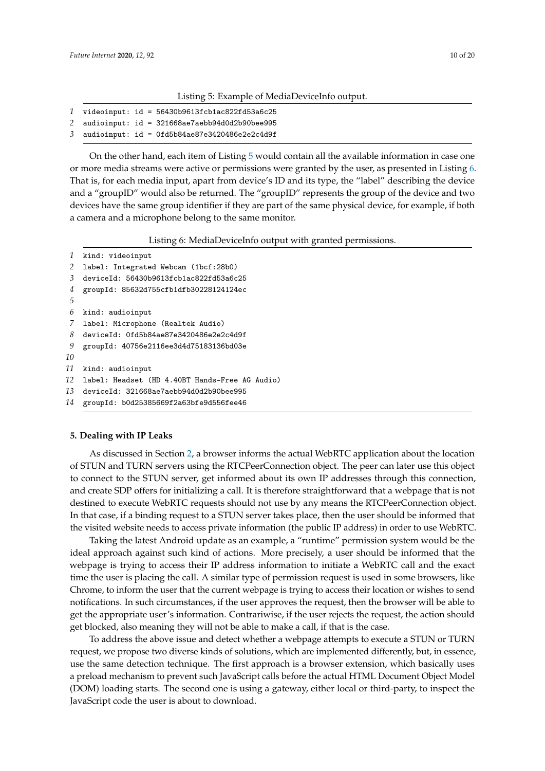Listing 5: Example of MediaDeviceInfo output.

```
1  videoinput: id = 56430b9613fcb1ac822fd53a6c25
2  audioinput: id = 321668ae7aebb94d0d2b90bee995
3  audioinput: id = 0fd5b84ae87e3420486e2e2c4d9f
```

On the other hand, each item of Listing 5 would contain all the available information in case one or more media streams were active or permissions were granted by the user, as presented in Listing 6. That is, for each media input, apart from device's ID and its type, the "label" describing the device and a "groupID" would also be returned. The "groupID" represents the group of the device and two devices have the same group identifier if they are part of the same physical device, for example, if both a camera and a microphone belong to the same monitor.

Listing 6: MediaDeviceInfo output with granted permissions.

```
1  kind: videoinput
2  label: Integrated Webcam (1bcf:28b0)
3  deviceId: 56430b9613fcb1ac822fd53a6c25
4  groupId: 85632d755cfb1dfb30228124124ec
5
6  kind: audioinput
7  label: Microphone (Realtek Audio)
8  deviceId: 0fd5b84ae87e3420486e2e2c4d9f
9  groupId: 40756e2116ee3d4d75183136bd03e
10
11 kind: audioinput
12 label: Headset (HD 4.40BT Hands-Free AG Audio)
13 deviceId: 321668ae7aebb94d0d2b90bee995
14 groupId: b0d25385669f2a63bfe9d556fee46
```

## 5. Dealing with IP Leaks

As discussed in Section 2, a browser informs the actual WebRTC application about the location of STUN and TURN servers using the RTCPeerConnection object. The peer can later use this object to connect to the STUN server, get informed about its own IP addresses through this connection, and create SDP offers for initializing a call. It is therefore straightforward that a webpage that is not destined to execute WebRTC requests should not use by any means the RTCPeerConnection object. In that case, if a binding request to a STUN server takes place, then the user should be informed that the visited website needs to access private information (the public IP address) in order to use WebRTC.

Taking the latest Android update as an example, a "runtime" permission system would be the ideal approach against such kind of actions. More precisely, a user should be informed that the webpage is trying to access their IP address information to initiate a WebRTC call and the exact time the user is placing the call. A similar type of permission request is used in some browsers, like Chrome, to inform the user that the current webpage is trying to access their location or wishes to send notifications. In such circumstances, if the user approves the request, then the browser will be able to get the appropriate user's information. Contrariwise, if the user rejects the request, the action should get blocked, also meaning they will not be able to make a call, if that is the case.

To address the above issue and detect whether a webpage attempts to execute a STUN or TURN request, we propose two diverse kinds of solutions, which are implemented differently, but, in essence, use the same detection technique. The first approach is a browser extension, which basically uses a preload mechanism to prevent such JavaScript calls before the actual HTML Document Object Model (DOM) loading starts. The second one is using a gateway, either local or third-party, to inspect the JavaScript code the user is about to download.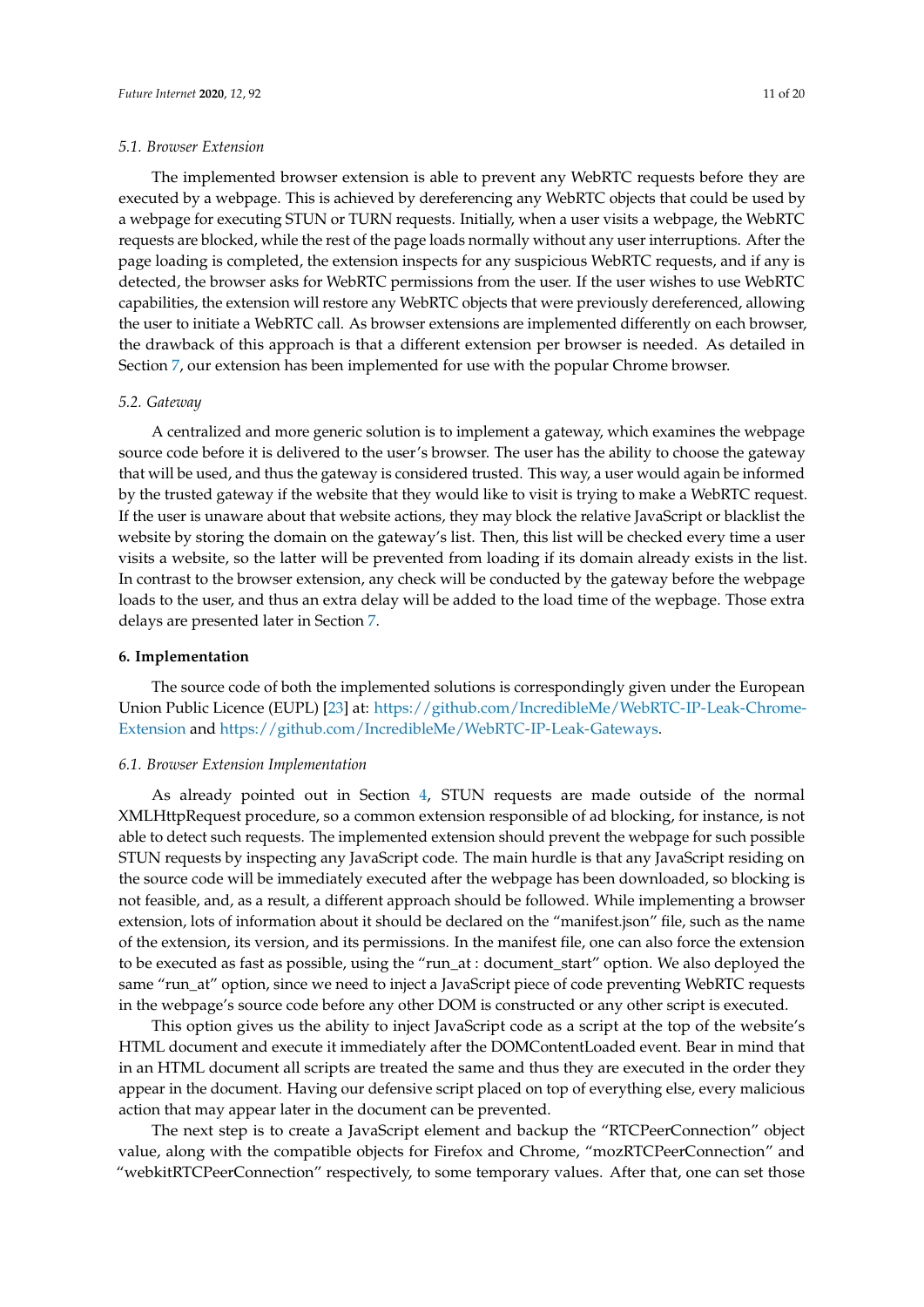### 5.1. Browser Extension

The implemented browser extension is able to prevent any WebRTC requests before they are executed by a webpage. This is achieved by dereferencing any WebRTC objects that could be used by a webpage for executing STUN or TURN requests. Initially, when a user visits a webpage, the WebRTC requests are blocked, while the rest of the page loads normally without any user interruptions. After the page loading is completed, the extension inspects for any suspicious WebRTC requests, and if any is detected, the browser asks for WebRTC permissions from the user. If the user wishes to use WebRTC capabilities, the extension will restore any WebRTC objects that were previously dereferenced, allowing the user to initiate a WebRTC call. As browser extensions are implemented differently on each browser, the drawback of this approach is that a different extension per browser is needed. As detailed in Section 7, our extension has been implemented for use with the popular Chrome browser.

### 5.2. Gateway

A centralized and more generic solution is to implement a gateway, which examines the webpage source code before it is delivered to the user's browser. The user has the ability to choose the gateway that will be used, and thus the gateway is considered trusted. This way, a user would again be informed by the trusted gateway if the website that they would like to visit is trying to make a WebRTC request. If the user is unaware about that website actions, they may block the relative JavaScript or blacklist the website by storing the domain on the gateway's list. Then, this list will be checked every time a user visits a website, so the latter will be prevented from loading if its domain already exists in the list. In contrast to the browser extension, any check will be conducted by the gateway before the webpage loads to the user, and thus an extra delay will be added to the load time of the wepbage. Those extra delays are presented later in Section 7.

## 6. Implementation

The source code of both the implemented solutions is correspondingly given under the European Union Public Licence (EUPL) [23] at: https://github.com/IncredibleMe/WebRTC-IP-Leak-Chrome-Extension and https://github.com/IncredibleMe/WebRTC-IP-Leak-Gateways.

### 6.1. Browser Extension Implementation

As already pointed out in Section 4, STUN requests are made outside of the normal XMLHttpRequest procedure, so a common extension responsible of ad blocking, for instance, is not able to detect such requests. The implemented extension should prevent the webpage for such possible STUN requests by inspecting any JavaScript code. The main hurdle is that any JavaScript residing on the source code will be immediately executed after the webpage has been downloaded, so blocking is not feasible, and, as a result, a different approach should be followed. While implementing a browser extension, lots of information about it should be declared on the "manifest.json" file, such as the name of the extension, its version, and its permissions. In the manifest file, one can also force the extension to be executed as fast as possible, using the "run_at : document_start" option. We also deployed the same "run_at" option, since we need to inject a JavaScript piece of code preventing WebRTC requests in the webpage's source code before any other DOM is constructed or any other script is executed.

This option gives us the ability to inject JavaScript code as a script at the top of the website's HTML document and execute it immediately after the DOMContentLoaded event. Bear in mind that in an HTML document all scripts are treated the same and thus they are executed in the order they appear in the document. Having our defensive script placed on top of everything else, every malicious action that may appear later in the document can be prevented.

The next step is to create a JavaScript element and backup the "RTCPeerConnection" object value, along with the compatible objects for Firefox and Chrome, "mozRTCPeerConnection" and "webkitRTCPeerConnection" respectively, to some temporary values. After that, one can set those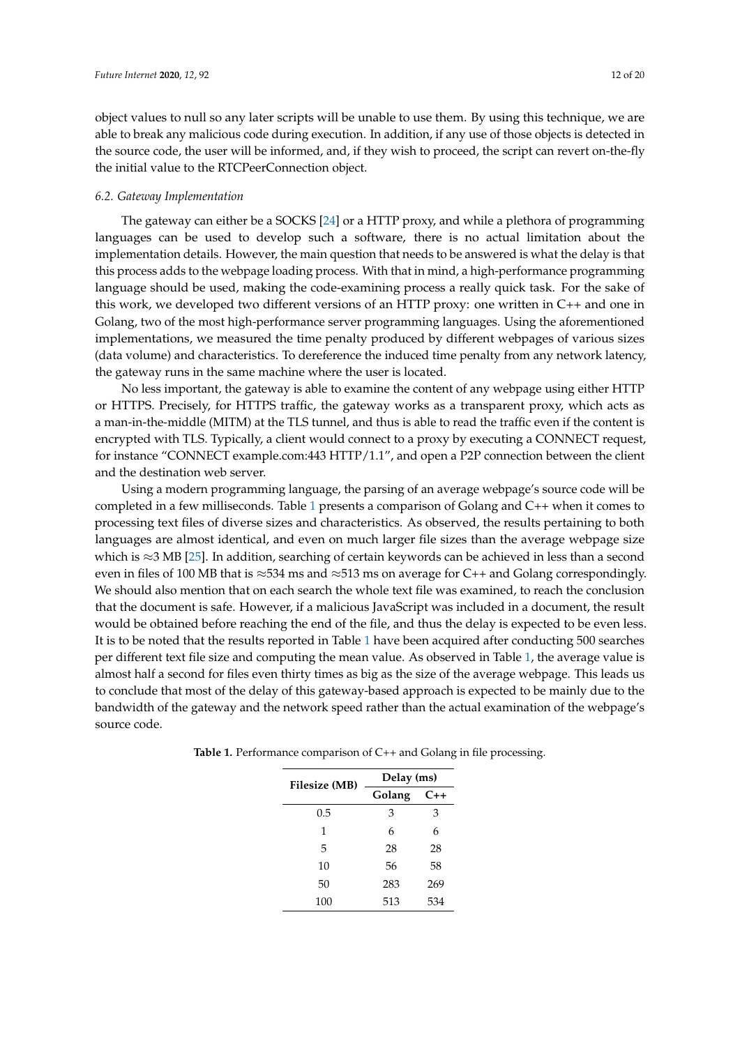object values to null so any later scripts will be unable to use them. By using this technique, we are able to break any malicious code during execution. In addition, if any use of those objects is detected in the source code, the user will be informed, and, if they wish to proceed, the script can revert on-the-fly the initial value to the RTCPeerConnection object.

### *6.2. Gateway Implementation*

The gateway can either be a SOCKS [24] or a HTTP proxy, and while a plethora of programming languages can be used to develop such a software, there is no actual limitation about the implementation details. However, the main question that needs to be answered is what the delay is that this process adds to the webpage loading process. With that in mind, a high-performance programming language should be used, making the code-examining process a really quick task. For the sake of this work, we developed two different versions of an HTTP proxy: one written in C++ and one in Golang, two of the most high-performance server programming languages. Using the aforementioned implementations, we measured the time penalty produced by different webpages of various sizes (data volume) and characteristics. To dereference the induced time penalty from any network latency, the gateway runs in the same machine where the user is located.

No less important, the gateway is able to examine the content of any webpage using either HTTP or HTTPS. Precisely, for HTTPS traffic, the gateway works as a transparent proxy, which acts as a man-in-the-middle (MITM) at the TLS tunnel, and thus is able to read the traffic even if the content is encrypted with TLS. Typically, a client would connect to a proxy by executing a CONNECT request, for instance "CONNECT example.com:443 HTTP/1.1", and open a P2P connection between the client and the destination web server.

Using a modern programming language, the parsing of an average webpage's source code will be completed in a few milliseconds. Table 1 presents a comparison of Golang and C++ when it comes to processing text files of diverse sizes and characteristics. As observed, the results pertaining to both languages are almost identical, and even on much larger file sizes than the average webpage size which is $\approx$3 MB [25]. In addition, searching of certain keywords can be achieved in less than a second even in files of 100 MB that is $\approx$534 ms and $\approx$513 ms on average for C++ and Golang correspondingly. We should also mention that on each search the whole text file was examined, to reach the conclusion that the document is safe. However, if a malicious JavaScript was included in a document, the result would be obtained before reaching the end of the file, and thus the delay is expected to be even less. It is to be noted that the results reported in Table 1 have been acquired after conducting 500 searches per different text file size and computing the mean value. As observed in Table 1, the average value is almost half a second for files even thirty times as big as the size of the average webpage. This leads us to conclude that most of the delay of this gateway-based approach is expected to be mainly due to the bandwidth of the gateway and the network speed rather than the actual examination of the webpage's source code.

**Table 1.** Performance comparison of C++ and Golang in file processing.

| Filesize (MB) | Delay (ms) | |
|---|---|---|
| | Golang | C++ |
| 0.5 | 3 | 3 |
| 1 | 6 | 6 |
| 5 | 28 | 28 |
| 10 | 56 | 58 |
| 50 | 283 | 269 |
| 100 | 513 | 534 |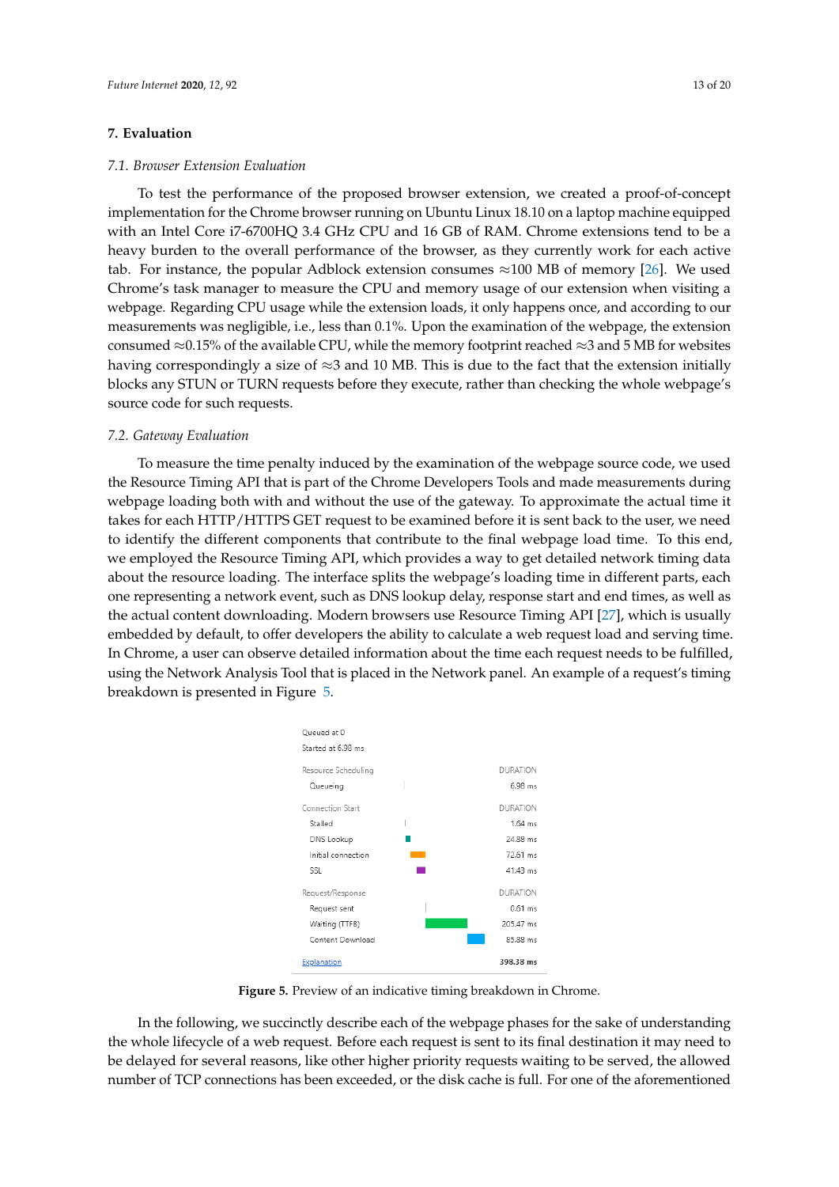## 7. Evaluation

### 7.1. Browser Extension Evaluation

To test the performance of the proposed browser extension, we created a proof-of-concept implementation for the Chrome browser running on Ubuntu Linux 18.10 on a laptop machine equipped with an Intel Core i7-6700HQ 3.4 GHz CPU and 16 GB of RAM. Chrome extensions tend to be a heavy burden to the overall performance of the browser, as they currently work for each active tab. For instance, the popular Adblock extension consumes ≈100 MB of memory [26]. We used Chrome's task manager to measure the CPU and memory usage of our extension when visiting a webpage. Regarding CPU usage while the extension loads, it only happens once, and according to our measurements was negligible, i.e., less than 0.1%. Upon the examination of the webpage, the extension consumed ≈0.15% of the available CPU, while the memory footprint reached ≈3 and 5 MB for websites having correspondingly a size of ≈3 and 10 MB. This is due to the fact that the extension initially blocks any STUN or TURN requests before they execute, rather than checking the whole webpage's source code for such requests.

### 7.2. Gateway Evaluation

To measure the time penalty induced by the examination of the webpage source code, we used the Resource Timing API that is part of the Chrome Developers Tools and made measurements during webpage loading both with and without the use of the gateway. To approximate the actual time it takes for each HTTP/HTTPS GET request to be examined before it is sent back to the user, we need to identify the different components that contribute to the final webpage load time. To this end, we employed the Resource Timing API, which provides a way to get detailed network timing data about the resource loading. The interface splits the webpage's loading time in different parts, each one representing a network event, such as DNS lookup delay, response start and end times, as well as the actual content downloading. Modern browsers use Resource Timing API [27], which is usually embedded by default, to offer developers the ability to calculate a web request load and serving time. In Chrome, a user can observe detailed information about the time each request needs to be fulfilled, using the Network Analysis Tool that is placed in the Network panel. An example of a request's timing breakdown is presented in Figure 5.

Queued at 0
Started at 6.98 ms

| Resource Scheduling | DURATION |
|---|---|
| Queueing | 6.98 ms |
| **Connection Start** | **DURATION** |
| Stalled | 1.64 ms |
| DNS Lookup | 24.88 ms |
| Initial connection | 72.61 ms |
| SSL | 41.43 ms |
| **Request/Response** | **DURATION** |
| Request sent | 0.61 ms |
| Waiting (TTFB) | 205.47 ms |
| Content Download | 85.88 ms |
| Explanation | **398.38 ms** |

**Figure 5.** Preview of an indicative timing breakdown in Chrome.

In the following, we succinctly describe each of the webpage phases for the sake of understanding the whole lifecycle of a web request. Before each request is sent to its final destination it may need to be delayed for several reasons, like other higher priority requests waiting to be served, the allowed number of TCP connections has been exceeded, or the disk cache is full. For one of the aforementioned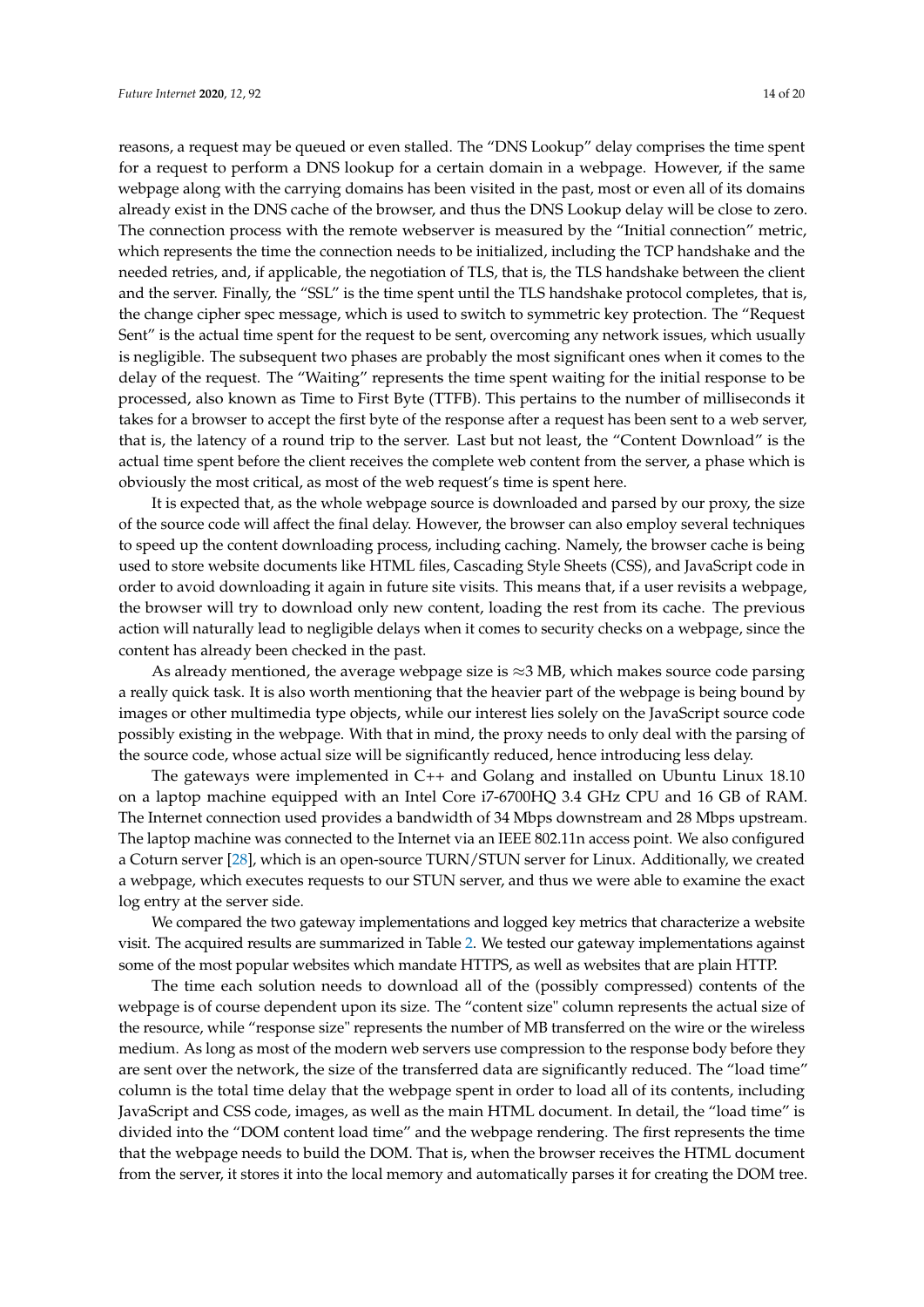reasons, a request may be queued or even stalled. The "DNS Lookup" delay comprises the time spent for a request to perform a DNS lookup for a certain domain in a webpage. However, if the same webpage along with the carrying domains has been visited in the past, most or even all of its domains already exist in the DNS cache of the browser, and thus the DNS Lookup delay will be close to zero. The connection process with the remote webserver is measured by the "Initial connection" metric, which represents the time the connection needs to be initialized, including the TCP handshake and the needed retries, and, if applicable, the negotiation of TLS, that is, the TLS handshake between the client and the server. Finally, the "SSL" is the time spent until the TLS handshake protocol completes, that is, the change cipher spec message, which is used to switch to symmetric key protection. The "Request Sent" is the actual time spent for the request to be sent, overcoming any network issues, which usually is negligible. The subsequent two phases are probably the most significant ones when it comes to the delay of the request. The "Waiting" represents the time spent waiting for the initial response to be processed, also known as Time to First Byte (TTFB). This pertains to the number of milliseconds it takes for a browser to accept the first byte of the response after a request has been sent to a web server, that is, the latency of a round trip to the server. Last but not least, the "Content Download" is the actual time spent before the client receives the complete web content from the server, a phase which is obviously the most critical, as most of the web request's time is spent here.

It is expected that, as the whole webpage source is downloaded and parsed by our proxy, the size of the source code will affect the final delay. However, the browser can also employ several techniques to speed up the content downloading process, including caching. Namely, the browser cache is being used to store website documents like HTML files, Cascading Style Sheets (CSS), and JavaScript code in order to avoid downloading it again in future site visits. This means that, if a user revisits a webpage, the browser will try to download only new content, loading the rest from its cache. The previous action will naturally lead to negligible delays when it comes to security checks on a webpage, since the content has already been checked in the past.

As already mentioned, the average webpage size is $\approx$3 MB, which makes source code parsing a really quick task. It is also worth mentioning that the heavier part of the webpage is being bound by images or other multimedia type objects, while our interest lies solely on the JavaScript source code possibly existing in the webpage. With that in mind, the proxy needs to only deal with the parsing of the source code, whose actual size will be significantly reduced, hence introducing less delay.

The gateways were implemented in C++ and Golang and installed on Ubuntu Linux 18.10 on a laptop machine equipped with an Intel Core i7-6700HQ 3.4 GHz CPU and 16 GB of RAM. The Internet connection used provides a bandwidth of 34 Mbps downstream and 28 Mbps upstream. The laptop machine was connected to the Internet via an IEEE 802.11n access point. We also configured a Coturn server [28], which is an open-source TURN/STUN server for Linux. Additionally, we created a webpage, which executes requests to our STUN server, and thus we were able to examine the exact log entry at the server side.

We compared the two gateway implementations and logged key metrics that characterize a website visit. The acquired results are summarized in Table 2. We tested our gateway implementations against some of the most popular websites which mandate HTTPS, as well as websites that are plain HTTP.

The time each solution needs to download all of the (possibly compressed) contents of the webpage is of course dependent upon its size. The "content size" column represents the actual size of the resource, while "response size" represents the number of MB transferred on the wire or the wireless medium. As long as most of the modern web servers use compression to the response body before they are sent over the network, the size of the transferred data are significantly reduced. The "load time" column is the total time delay that the webpage spent in order to load all of its contents, including JavaScript and CSS code, images, as well as the main HTML document. In detail, the "load time" is divided into the "DOM content load time" and the webpage rendering. The first represents the time that the webpage needs to build the DOM. That is, when the browser receives the HTML document from the server, it stores it into the local memory and automatically parses it for creating the DOM tree.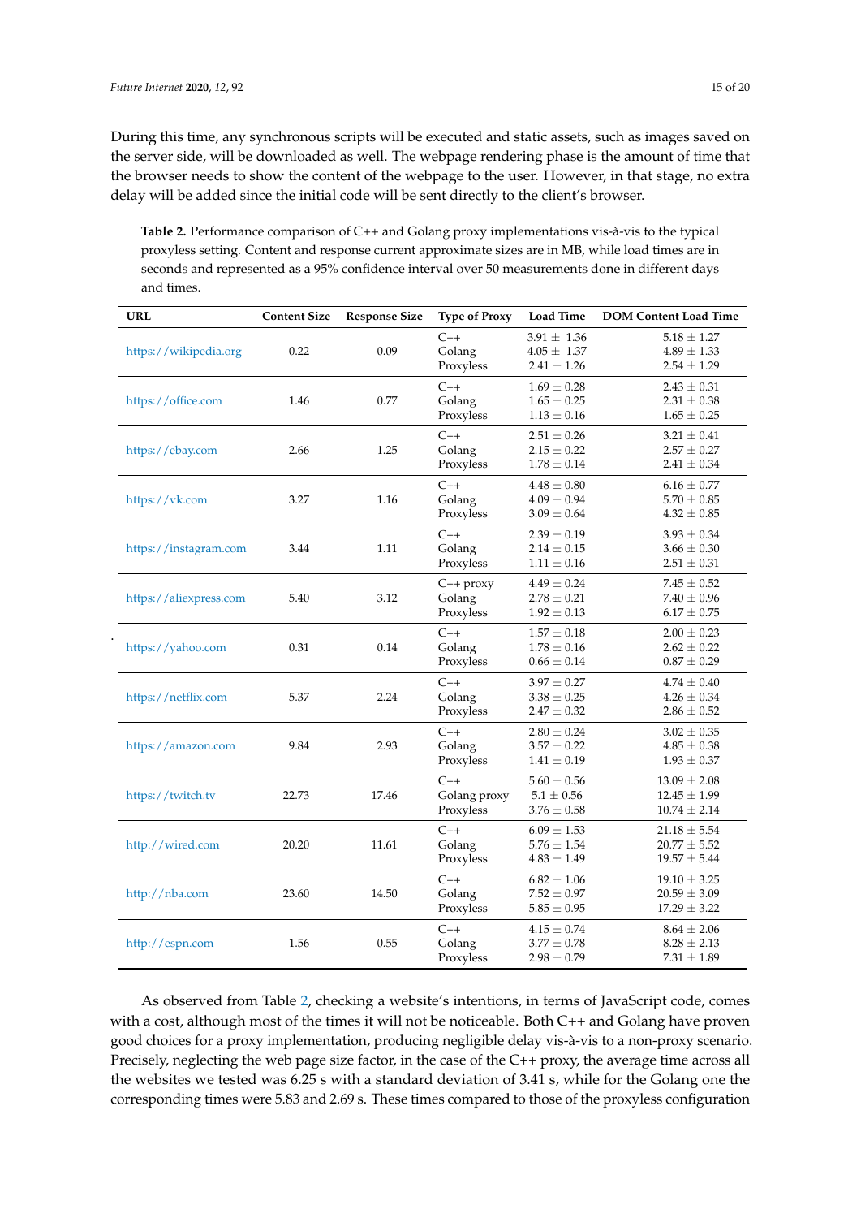During this time, any synchronous scripts will be executed and static assets, such as images saved on the server side, will be downloaded as well. The webpage rendering phase is the amount of time that the browser needs to show the content of the webpage to the user. However, in that stage, no extra delay will be added since the initial code will be sent directly to the client's browser.

**Table 2.** Performance comparison of C++ and Golang proxy implementations vis-à-vis to the typical proxyless setting. Content and response current approximate sizes are in MB, while load times are in seconds and represented as a 95% confidence interval over 50 measurements done in different days and times.

| URL | Content Size | Response Size | Type of Proxy | Load Time | DOM Content Load Time |
|---|---|---|---|---|---|
| https://wikipedia.org | 0.22 | 0.09 | C++ | $3.91 \pm 1.36$ | $5.18 \pm 1.27$ |
| | | | Golang | $4.05 \pm 1.37$ | $4.89 \pm 1.33$ |
| | | | Proxyless | $2.41 \pm 1.26$ | $2.54 \pm 1.29$ |
| https://office.com | 1.46 | 0.77 | C++ | $1.69 \pm 0.28$ | $2.43 \pm 0.31$ |
| | | | Golang | $1.65 \pm 0.25$ | $2.31 \pm 0.38$ |
| | | | Proxyless | $1.13 \pm 0.16$ | $1.65 \pm 0.25$ |
| https://ebay.com | 2.66 | 1.25 | C++ | $2.51 \pm 0.26$ | $3.21 \pm 0.41$ |
| | | | Golang | $2.15 \pm 0.22$ | $2.57 \pm 0.27$ |
| | | | Proxyless | $1.78 \pm 0.14$ | $2.41 \pm 0.34$ |
| https://vk.com | 3.27 | 1.16 | C++ | $4.48 \pm 0.80$ | $6.16 \pm 0.77$ |
| | | | Golang | $4.09 \pm 0.94$ | $5.70 \pm 0.85$ |
| | | | Proxyless | $3.09 \pm 0.64$ | $4.32 \pm 0.85$ |
| https://instagram.com | 3.44 | 1.11 | C++ | $2.39 \pm 0.19$ | $3.93 \pm 0.34$ |
| | | | Golang | $2.14 \pm 0.15$ | $3.66 \pm 0.30$ |
| | | | Proxyless | $1.11 \pm 0.16$ | $2.51 \pm 0.31$ |
| https://aliexpress.com | 5.40 | 3.12 | C++ proxy | $4.49 \pm 0.24$ | $7.45 \pm 0.52$ |
| | | | Golang | $2.78 \pm 0.21$ | $7.40 \pm 0.96$ |
| | | | Proxyless | $1.92 \pm 0.13$ | $6.17 \pm 0.75$ |
| https://yahoo.com | 0.31 | 0.14 | C++ | $1.57 \pm 0.18$ | $2.00 \pm 0.23$ |
| | | | Golang | $1.78 \pm 0.16$ | $2.62 \pm 0.22$ |
| | | | Proxyless | $0.66 \pm 0.14$ | $0.87 \pm 0.29$ |
| https://netflix.com | 5.37 | 2.24 | C++ | $3.97 \pm 0.27$ | $4.74 \pm 0.40$ |
| | | | Golang | $3.38 \pm 0.25$ | $4.26 \pm 0.34$ |
| | | | Proxyless | $2.47 \pm 0.32$ | $2.86 \pm 0.52$ |
| https://amazon.com | 9.84 | 2.93 | C++ | $2.80 \pm 0.24$ | $3.02 \pm 0.35$ |
| | | | Golang | $3.57 \pm 0.22$ | $4.85 \pm 0.38$ |
| | | | Proxyless | $1.41 \pm 0.19$ | $1.93 \pm 0.37$ |
| https://twitch.tv | 22.73 | 17.46 | C++ | $5.60 \pm 0.56$ | $13.09 \pm 2.08$ |
| | | | Golang proxy | $5.1 \pm 0.56$ | $12.45 \pm 1.99$ |
| | | | Proxyless | $3.76 \pm 0.58$ | $10.74 \pm 2.14$ |
| http://wired.com | 20.20 | 11.61 | C++ | $6.09 \pm 1.53$ | $21.18 \pm 5.54$ |
| | | | Golang | $5.76 \pm 1.54$ | $20.77 \pm 5.52$ |
| | | | Proxyless | $4.83 \pm 1.49$ | $19.57 \pm 5.44$ |
| http://nba.com | 23.60 | 14.50 | C++ | $6.82 \pm 1.06$ | $19.10 \pm 3.25$ |
| | | | Golang | $7.52 \pm 0.97$ | $20.59 \pm 3.09$ |
| | | | Proxyless | $5.85 \pm 0.95$ | $17.29 \pm 3.22$ |
| http://espn.com | 1.56 | 0.55 | C++ | $4.15 \pm 0.74$ | $8.64 \pm 2.06$ |
| | | | Golang | $3.77 \pm 0.78$ | $8.28 \pm 2.13$ |
| | | | Proxyless | $2.98 \pm 0.79$ | $7.31 \pm 1.89$ |

As observed from Table 2, checking a website's intentions, in terms of JavaScript code, comes with a cost, although most of the times it will not be noticeable. Both C++ and Golang have proven good choices for a proxy implementation, producing negligible delay vis-à-vis to a non-proxy scenario. Precisely, neglecting the web page size factor, in the case of the C++ proxy, the average time across all the websites we tested was 6.25 s with a standard deviation of 3.41 s, while for the Golang one the corresponding times were 5.83 and 2.69 s. These times compared to those of the proxyless configuration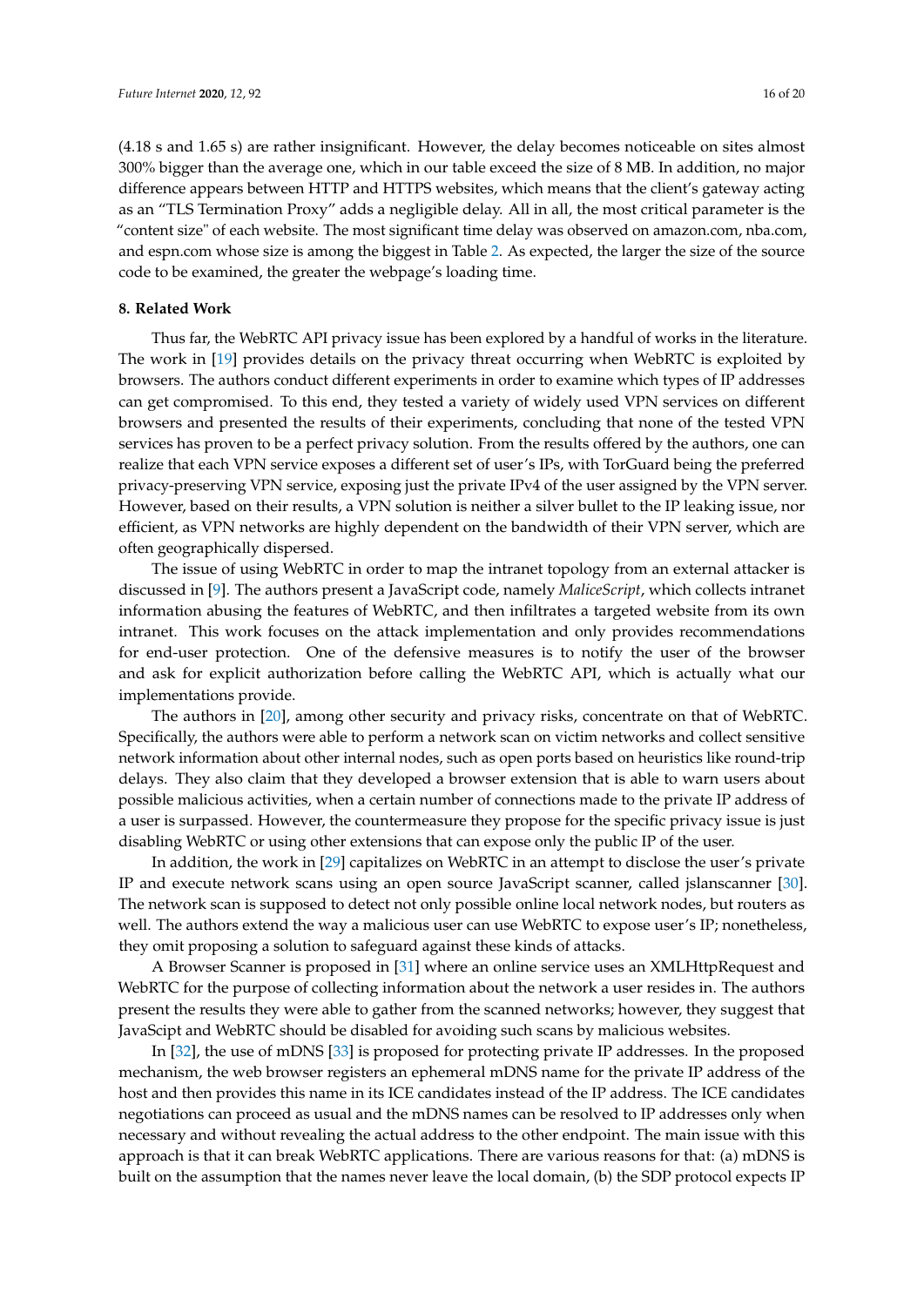(4.18 s and 1.65 s) are rather insignificant. However, the delay becomes noticeable on sites almost 300% bigger than the average one, which in our table exceed the size of 8 MB. In addition, no major difference appears between HTTP and HTTPS websites, which means that the client's gateway acting as an "TLS Termination Proxy" adds a negligible delay. All in all, the most critical parameter is the "content size" of each website. The most significant time delay was observed on amazon.com, nba.com, and espn.com whose size is among the biggest in Table 2. As expected, the larger the size of the source code to be examined, the greater the webpage's loading time.

## 8. Related Work

Thus far, the WebRTC API privacy issue has been explored by a handful of works in the literature. The work in [19] provides details on the privacy threat occurring when WebRTC is exploited by browsers. The authors conduct different experiments in order to examine which types of IP addresses can get compromised. To this end, they tested a variety of widely used VPN services on different browsers and presented the results of their experiments, concluding that none of the tested VPN services has proven to be a perfect privacy solution. From the results offered by the authors, one can realize that each VPN service exposes a different set of user's IPs, with TorGuard being the preferred privacy-preserving VPN service, exposing just the private IPv4 of the user assigned by the VPN server. However, based on their results, a VPN solution is neither a silver bullet to the IP leaking issue, nor efficient, as VPN networks are highly dependent on the bandwidth of their VPN server, which are often geographically dispersed.

The issue of using WebRTC in order to map the intranet topology from an external attacker is discussed in [9]. The authors present a JavaScript code, namely *MaliceScript*, which collects intranet information abusing the features of WebRTC, and then infiltrates a targeted website from its own intranet. This work focuses on the attack implementation and only provides recommendations for end-user protection. One of the defensive measures is to notify the user of the browser and ask for explicit authorization before calling the WebRTC API, which is actually what our implementations provide.

The authors in [20], among other security and privacy risks, concentrate on that of WebRTC. Specifically, the authors were able to perform a network scan on victim networks and collect sensitive network information about other internal nodes, such as open ports based on heuristics like round-trip delays. They also claim that they developed a browser extension that is able to warn users about possible malicious activities, when a certain number of connections made to the private IP address of a user is surpassed. However, the countermeasure they propose for the specific privacy issue is just disabling WebRTC or using other extensions that can expose only the public IP of the user.

In addition, the work in [29] capitalizes on WebRTC in an attempt to disclose the user's private IP and execute network scans using an open source JavaScript scanner, called jslanscanner [30]. The network scan is supposed to detect not only possible online local network nodes, but routers as well. The authors extend the way a malicious user can use WebRTC to expose user's IP; nonetheless, they omit proposing a solution to safeguard against these kinds of attacks.

A Browser Scanner is proposed in [31] where an online service uses an XMLHttpRequest and WebRTC for the purpose of collecting information about the network a user resides in. The authors present the results they were able to gather from the scanned networks; however, they suggest that JavaScipt and WebRTC should be disabled for avoiding such scans by malicious websites.

In [32], the use of mDNS [33] is proposed for protecting private IP addresses. In the proposed mechanism, the web browser registers an ephemeral mDNS name for the private IP address of the host and then provides this name in its ICE candidates instead of the IP address. The ICE candidates negotiations can proceed as usual and the mDNS names can be resolved to IP addresses only when necessary and without revealing the actual address to the other endpoint. The main issue with this approach is that it can break WebRTC applications. There are various reasons for that: (a) mDNS is built on the assumption that the names never leave the local domain, (b) the SDP protocol expects IP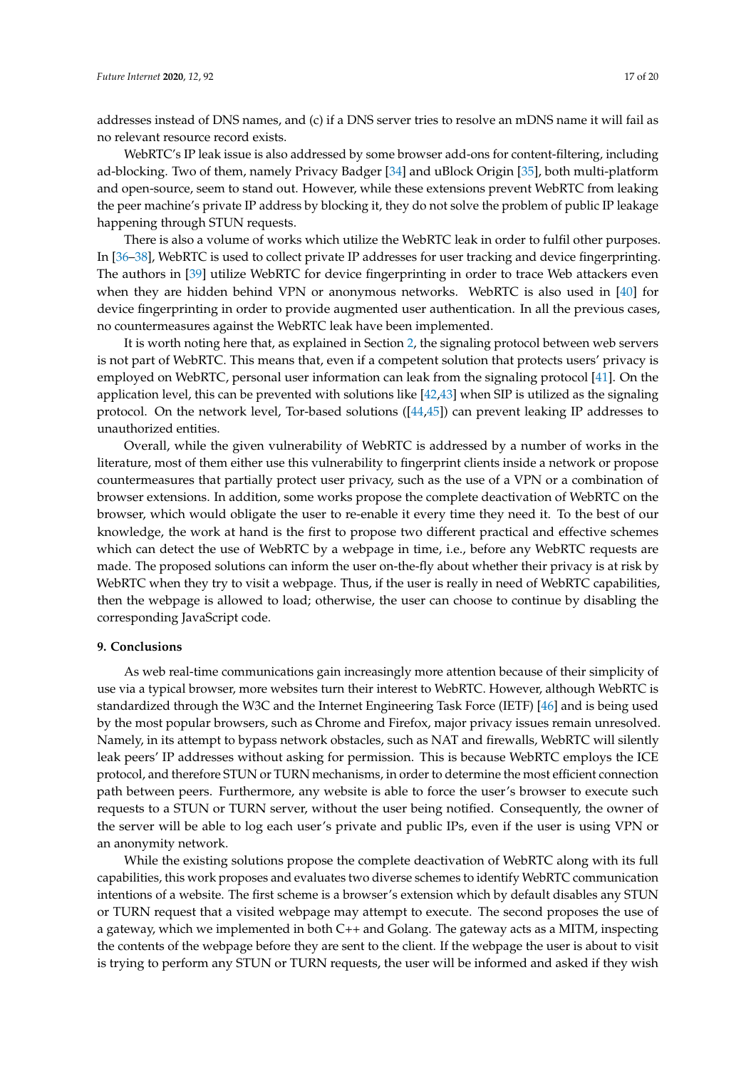addresses instead of DNS names, and (c) if a DNS server tries to resolve an mDNS name it will fail as no relevant resource record exists.

WebRTC's IP leak issue is also addressed by some browser add-ons for content-filtering, including ad-blocking. Two of them, namely Privacy Badger [34] and uBlock Origin [35], both multi-platform and open-source, seem to stand out. However, while these extensions prevent WebRTC from leaking the peer machine's private IP address by blocking it, they do not solve the problem of public IP leakage happening through STUN requests.

There is also a volume of works which utilize the WebRTC leak in order to fulfil other purposes. In [36–38], WebRTC is used to collect private IP addresses for user tracking and device fingerprinting. The authors in [39] utilize WebRTC for device fingerprinting in order to trace Web attackers even when they are hidden behind VPN or anonymous networks. WebRTC is also used in [40] for device fingerprinting in order to provide augmented user authentication. In all the previous cases, no countermeasures against the WebRTC leak have been implemented.

It is worth noting here that, as explained in Section 2, the signaling protocol between web servers is not part of WebRTC. This means that, even if a competent solution that protects users' privacy is employed on WebRTC, personal user information can leak from the signaling protocol [41]. On the application level, this can be prevented with solutions like [42,43] when SIP is utilized as the signaling protocol. On the network level, Tor-based solutions ([44,45]) can prevent leaking IP addresses to unauthorized entities.

Overall, while the given vulnerability of WebRTC is addressed by a number of works in the literature, most of them either use this vulnerability to fingerprint clients inside a network or propose countermeasures that partially protect user privacy, such as the use of a VPN or a combination of browser extensions. In addition, some works propose the complete deactivation of WebRTC on the browser, which would obligate the user to re-enable it every time they need it. To the best of our knowledge, the work at hand is the first to propose two different practical and effective schemes which can detect the use of WebRTC by a webpage in time, i.e., before any WebRTC requests are made. The proposed solutions can inform the user on-the-fly about whether their privacy is at risk by WebRTC when they try to visit a webpage. Thus, if the user is really in need of WebRTC capabilities, then the webpage is allowed to load; otherwise, the user can choose to continue by disabling the corresponding JavaScript code.

## 9. Conclusions

As web real-time communications gain increasingly more attention because of their simplicity of use via a typical browser, more websites turn their interest to WebRTC. However, although WebRTC is standardized through the W3C and the Internet Engineering Task Force (IETF) [46] and is being used by the most popular browsers, such as Chrome and Firefox, major privacy issues remain unresolved. Namely, in its attempt to bypass network obstacles, such as NAT and firewalls, WebRTC will silently leak peers' IP addresses without asking for permission. This is because WebRTC employs the ICE protocol, and therefore STUN or TURN mechanisms, in order to determine the most efficient connection path between peers. Furthermore, any website is able to force the user's browser to execute such requests to a STUN or TURN server, without the user being notified. Consequently, the owner of the server will be able to log each user's private and public IPs, even if the user is using VPN or an anonymity network.

While the existing solutions propose the complete deactivation of WebRTC along with its full capabilities, this work proposes and evaluates two diverse schemes to identify WebRTC communication intentions of a website. The first scheme is a browser's extension which by default disables any STUN or TURN request that a visited webpage may attempt to execute. The second proposes the use of a gateway, which we implemented in both C++ and Golang. The gateway acts as a MITM, inspecting the contents of the webpage before they are sent to the client. If the webpage the user is about to visit is trying to perform any STUN or TURN requests, the user will be informed and asked if they wish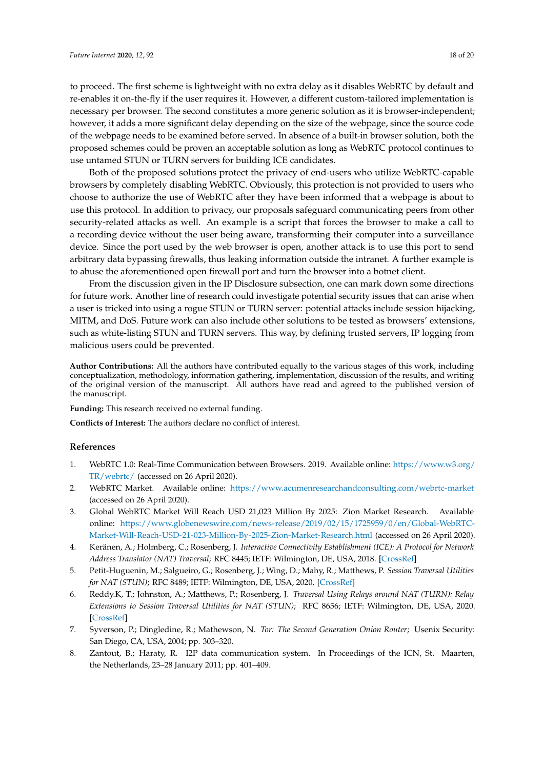to proceed. The first scheme is lightweight with no extra delay as it disables WebRTC by default and re-enables it on-the-fly if the user requires it. However, a different custom-tailored implementation is necessary per browser. The second constitutes a more generic solution as it is browser-independent; however, it adds a more significant delay depending on the size of the webpage, since the source code of the webpage needs to be examined before served. In absence of a built-in browser solution, both the proposed schemes could be proven an acceptable solution as long as WebRTC protocol continues to use untamed STUN or TURN servers for building ICE candidates.

Both of the proposed solutions protect the privacy of end-users who utilize WebRTC-capable browsers by completely disabling WebRTC. Obviously, this protection is not provided to users who choose to authorize the use of WebRTC after they have been informed that a webpage is about to use this protocol. In addition to privacy, our proposals safeguard communicating peers from other security-related attacks as well. An example is a script that forces the browser to make a call to a recording device without the user being aware, transforming their computer into a surveillance device. Since the port used by the web browser is open, another attack is to use this port to send arbitrary data bypassing firewalls, thus leaking information outside the intranet. A further example is to abuse the aforementioned open firewall port and turn the browser into a botnet client.

From the discussion given in the IP Disclosure subsection, one can mark down some directions for future work. Another line of research could investigate potential security issues that can arise when a user is tricked into using a rogue STUN or TURN server: potential attacks include session hijacking, MITM, and DoS. Future work can also include other solutions to be tested as browsers' extensions, such as white-listing STUN and TURN servers. This way, by defining trusted servers, IP logging from malicious users could be prevented.

**Author Contributions:** All the authors have contributed equally to the various stages of this work, including conceptualization, methodology, information gathering, implementation, discussion of the results, and writing of the original version of the manuscript. All authors have read and agreed to the published version of the manuscript.

**Funding:** This research received no external funding.

**Conflicts of Interest:** The authors declare no conflict of interest.

## References

1. WebRTC 1.0: Real-Time Communication between Browsers. 2019. Available online: https://www.w3.org/TR/webrtc/ (accessed on 26 April 2020).
2. WebRTC Market. Available online: https://www.acumenresearchandconsulting.com/webrtc-market (accessed on 26 April 2020).
3. Global WebRTC Market Will Reach USD 21,023 Million By 2025: Zion Market Research. Available online: https://www.globenewswire.com/news-release/2019/02/15/1725959/0/en/Global-WebRTC-Market-Will-Reach-USD-21-023-Million-By-2025-Zion-Market-Research.html (accessed on 26 April 2020).
4. Keränen, A.; Holmberg, C.; Rosenberg, J. *Interactive Connectivity Establishment (ICE): A Protocol for Network Address Translator (NAT) Traversal*; RFC 8445; IETF: Wilmington, DE, USA, 2018. [CrossRef]
5. Petit-Huguenin, M.; Salgueiro, G.; Rosenberg, J.; Wing, D.; Mahy, R.; Matthews, P. *Session Traversal Utilities for NAT (STUN)*; RFC 8489; IETF: Wilmington, DE, USA, 2020. [CrossRef]
6. Reddy.K, T.; Johnston, A.; Matthews, P.; Rosenberg, J. *Traversal Using Relays around NAT (TURN): Relay Extensions to Session Traversal Utilities for NAT (STUN)*; RFC 8656; IETF: Wilmington, DE, USA, 2020. [CrossRef]
7. Syverson, P.; Dingledine, R.; Mathewson, N. *Tor: The Second Generation Onion Router*; Usenix Security: San Diego, CA, USA, 2004; pp. 303–320.
8. Zantout, B.; Haraty, R. I2P data communication system. In Proceedings of the ICN, St. Maarten, the Netherlands, 23–28 January 2011; pp. 401–409.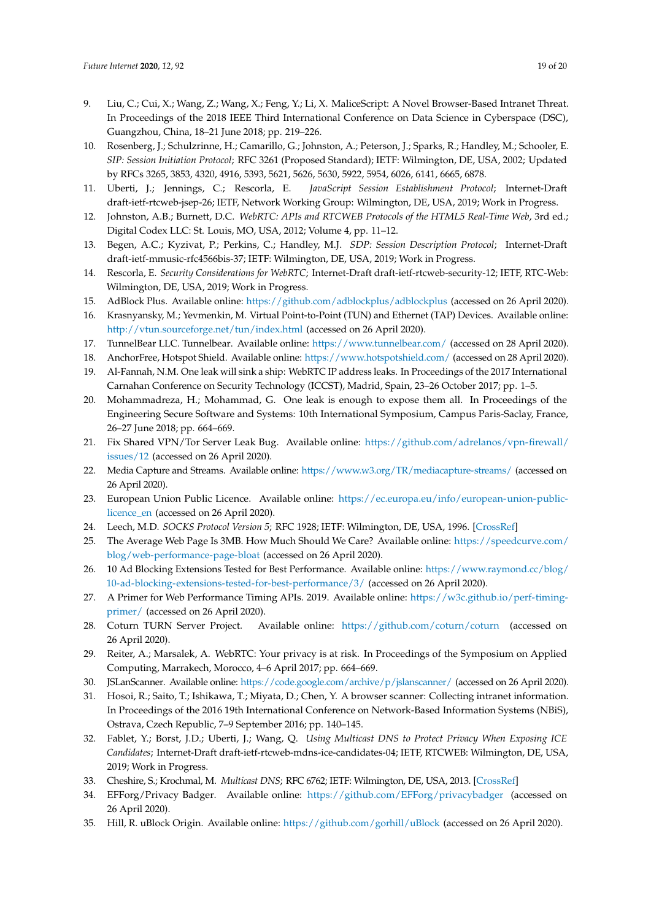9. Liu, C.; Cui, X.; Wang, Z.; Wang, X.; Feng, Y.; Li, X. MaliceScript: A Novel Browser-Based Intranet Threat. In Proceedings of the 2018 IEEE Third International Conference on Data Science in Cyberspace (DSC), Guangzhou, China, 18–21 June 2018; pp. 219–226.
10. Rosenberg, J.; Schulzrinne, H.; Camarillo, G.; Johnston, A.; Peterson, J.; Sparks, R.; Handley, M.; Schooler, E. *SIP: Session Initiation Protocol*; RFC 3261 (Proposed Standard); IETF: Wilmington, DE, USA, 2002; Updated by RFCs 3265, 3853, 4320, 4916, 5393, 5621, 5626, 5630, 5922, 5954, 6026, 6141, 6665, 6878.
11. Uberti, J.; Jennings, C.; Rescorla, E. *JavaScript Session Establishment Protocol*; Internet-Draft draft-ietf-rtcweb-jsep-26; IETF, Network Working Group: Wilmington, DE, USA, 2019; Work in Progress.
12. Johnston, A.B.; Burnett, D.C. *WebRTC: APIs and RTCWEB Protocols of the HTML5 Real-Time Web*, 3rd ed.; Digital Codex LLC: St. Louis, MO, USA, 2012; Volume 4, pp. 11–12.
13. Begen, A.C.; Kyzivat, P.; Perkins, C.; Handley, M.J. *SDP: Session Description Protocol*; Internet-Draft draft-ietf-mmusic-rfc4566bis-37; IETF: Wilmington, DE, USA, 2019; Work in Progress.
14. Rescorla, E. *Security Considerations for WebRTC*; Internet-Draft draft-ietf-rtcweb-security-12; IETF, RTC-Web: Wilmington, DE, USA, 2019; Work in Progress.
15. AdBlock Plus. Available online: https://github.com/adblockplus/adblockplus (accessed on 26 April 2020).
16. Krasnyansky, M.; Yevmenkin, M. Virtual Point-to-Point (TUN) and Ethernet (TAP) Devices. Available online: http://vtun.sourceforge.net/tun/index.html (accessed on 26 April 2020).
17. TunnelBear LLC. Tunnelbear. Available online: https://www.tunnelbear.com/ (accessed on 28 April 2020).
18. AnchorFree, Hotspot Shield. Available online: https://www.hotspotshield.com/ (accessed on 28 April 2020).
19. Al-Fannah, N.M. One leak will sink a ship: WebRTC IP address leaks. In Proceedings of the 2017 International Carnahan Conference on Security Technology (ICCST), Madrid, Spain, 23–26 October 2017; pp. 1–5.
20. Mohammadreza, H.; Mohammad, G. One leak is enough to expose them all. In Proceedings of the Engineering Secure Software and Systems: 10th International Symposium, Campus Paris-Saclay, France, 26–27 June 2018; pp. 664–669.
21. Fix Shared VPN/Tor Server Leak Bug. Available online: https://github.com/adrelanos/vpn-firewall/issues/12 (accessed on 26 April 2020).
22. Media Capture and Streams. Available online: https://www.w3.org/TR/mediacapture-streams/ (accessed on 26 April 2020).
23. European Union Public Licence. Available online: https://ec.europa.eu/info/european-union-public-licence_en (accessed on 26 April 2020).
24. Leech, M.D. *SOCKS Protocol Version 5*; RFC 1928; IETF: Wilmington, DE, USA, 1996. [CrossRef]
25. The Average Web Page Is 3MB. How Much Should We Care? Available online: https://speedcurve.com/blog/web-performance-page-bloat (accessed on 26 April 2020).
26. 10 Ad Blocking Extensions Tested for Best Performance. Available online: https://www.raymond.cc/blog/10-ad-blocking-extensions-tested-for-best-performance/3/ (accessed on 26 April 2020).
27. A Primer for Web Performance Timing APIs. 2019. Available online: https://w3c.github.io/perf-timing-primer/ (accessed on 26 April 2020).
28. Coturn TURN Server Project. Available online: https://github.com/coturn/coturn (accessed on 26 April 2020).
29. Reiter, A.; Marsalek, A. WebRTC: Your privacy is at risk. In Proceedings of the Symposium on Applied Computing, Marrakech, Morocco, 4–6 April 2017; pp. 664–669.
30. JSLanScanner. Available online: https://code.google.com/archive/p/jslanscanner/ (accessed on 26 April 2020).
31. Hosoi, R.; Saito, T.; Ishikawa, T.; Miyata, D.; Chen, Y. A browser scanner: Collecting intranet information. In Proceedings of the 2016 19th International Conference on Network-Based Information Systems (NBiS), Ostrava, Czech Republic, 7–9 September 2016; pp. 140–145.
32. Fablet, Y.; Borst, J.D.; Uberti, J.; Wang, Q. *Using Multicast DNS to Protect Privacy When Exposing ICE Candidates*; Internet-Draft draft-ietf-rtcweb-mdns-ice-candidates-04; IETF, RTCWEB: Wilmington, DE, USA, 2019; Work in Progress.
33. Cheshire, S.; Krochmal, M. *Multicast DNS*; RFC 6762; IETF: Wilmington, DE, USA, 2013. [CrossRef]
34. EFForg/Privacy Badger. Available online: https://github.com/EFForg/privacybadger (accessed on 26 April 2020).
35. Hill, R. uBlock Origin. Available online: https://github.com/gorhill/uBlock (accessed on 26 April 2020).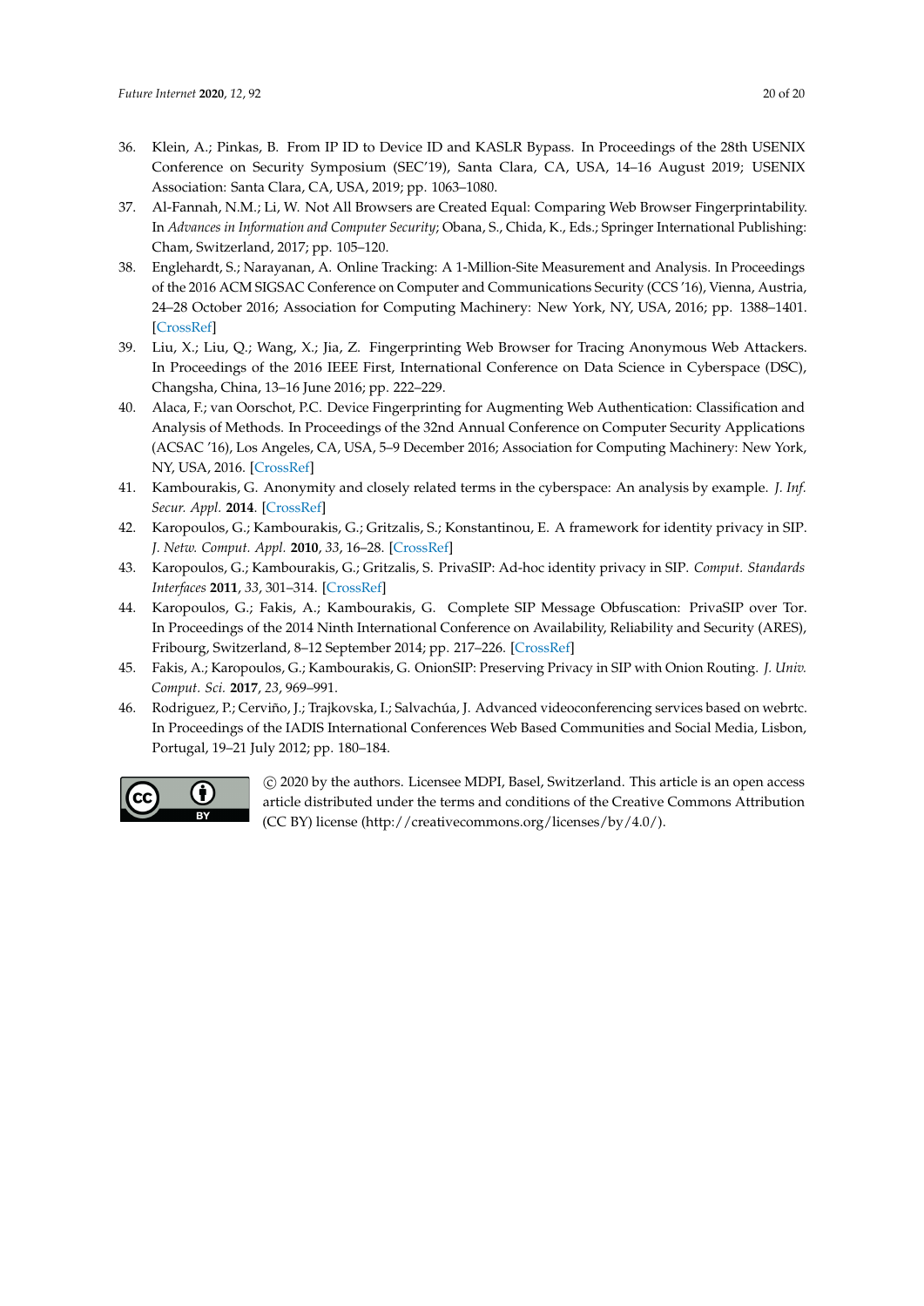36. Klein, A.; Pinkas, B. From IP ID to Device ID and KASLR Bypass. In Proceedings of the 28th USENIX Conference on Security Symposium (SEC'19), Santa Clara, CA, USA, 14–16 August 2019; USENIX Association: Santa Clara, CA, USA, 2019; pp. 1063–1080.
37. Al-Fannah, N.M.; Li, W. Not All Browsers are Created Equal: Comparing Web Browser Fingerprintability. In *Advances in Information and Computer Security*; Obana, S., Chida, K., Eds.; Springer International Publishing: Cham, Switzerland, 2017; pp. 105–120.
38. Englehardt, S.; Narayanan, A. Online Tracking: A 1-Million-Site Measurement and Analysis. In Proceedings of the 2016 ACM SIGSAC Conference on Computer and Communications Security (CCS '16), Vienna, Austria, 24–28 October 2016; Association for Computing Machinery: New York, NY, USA, 2016; pp. 1388–1401. [CrossRef]
39. Liu, X.; Liu, Q.; Wang, X.; Jia, Z. Fingerprinting Web Browser for Tracing Anonymous Web Attackers. In Proceedings of the 2016 IEEE First, International Conference on Data Science in Cyberspace (DSC), Changsha, China, 13–16 June 2016; pp. 222–229.
40. Alaca, F.; van Oorschot, P.C. Device Fingerprinting for Augmenting Web Authentication: Classification and Analysis of Methods. In Proceedings of the 32nd Annual Conference on Computer Security Applications (ACSAC '16), Los Angeles, CA, USA, 5–9 December 2016; Association for Computing Machinery: New York, NY, USA, 2016. [CrossRef]
41. Kambourakis, G. Anonymity and closely related terms in the cyberspace: An analysis by example. *J. Inf. Secur. Appl.* **2014**. [CrossRef]
42. Karopoulos, G.; Kambourakis, G.; Gritzalis, S.; Konstantinou, E. A framework for identity privacy in SIP. *J. Netw. Comput. Appl.* **2010**, *33*, 16–28. [CrossRef]
43. Karopoulos, G.; Kambourakis, G.; Gritzalis, S. PrivaSIP: Ad-hoc identity privacy in SIP. *Comput. Standards Interfaces* **2011**, *33*, 301–314. [CrossRef]
44. Karopoulos, G.; Fakis, A.; Kambourakis, G. Complete SIP Message Obfuscation: PrivaSIP over Tor. In Proceedings of the 2014 Ninth International Conference on Availability, Reliability and Security (ARES), Fribourg, Switzerland, 8–12 September 2014; pp. 217–226. [CrossRef]
45. Fakis, A.; Karopoulos, G.; Kambourakis, G. OnionSIP: Preserving Privacy in SIP with Onion Routing. *J. Univ. Comput. Sci.* **2017**, *23*, 969–991.
46. Rodriguez, P.; Cerviño, J.; Trajkovska, I.; Salvachúa, J. Advanced videoconferencing services based on webrtc. In Proceedings of the IADIS International Conferences Web Based Communities and Social Media, Lisbon, Portugal, 19–21 July 2012; pp. 180–184.

© 2020 by the authors. Licensee MDPI, Basel, Switzerland. This article is an open access article distributed under the terms and conditions of the Creative Commons Attribution (CC BY) license (http://creativecommons.org/licenses/by/4.0/).